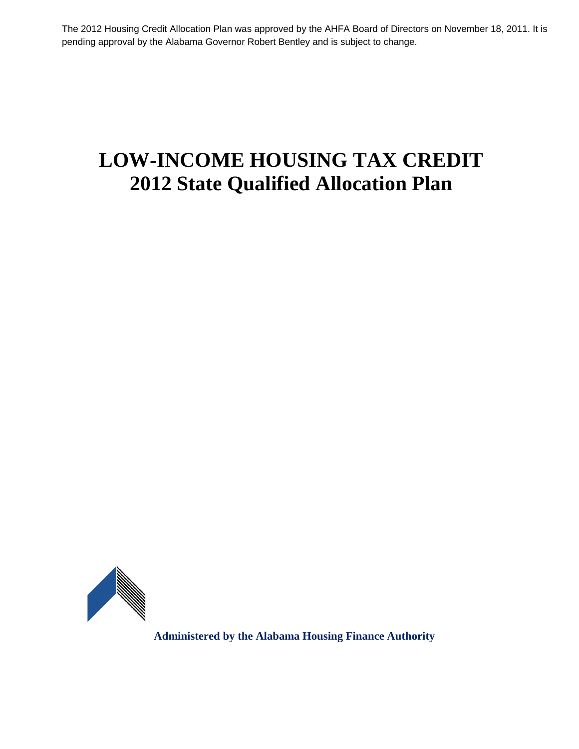The 2012 Housing Credit Allocation Plan was approved by the AHFA Board of Directors on November 18, 2011. It is pending approval by the Alabama Governor Robert Bentley and is subject to change.

# LOW-INCOME HOUSING TAX CREDIT
# 2012 State Qualified Allocation Plan

**Administered by the Alabama Housing Finance Authority**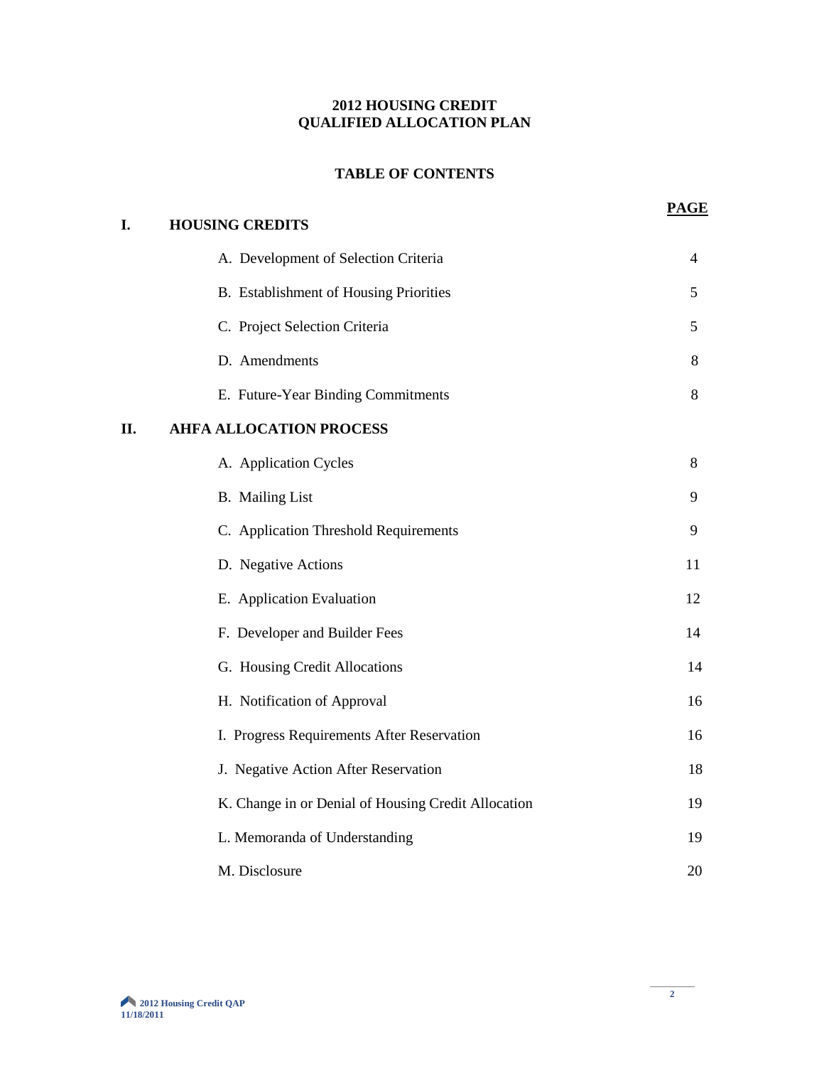# 2012 HOUSING CREDIT QUALIFIED ALLOCATION PLAN

## TABLE OF CONTENTS

| | | PAGE |
|---|---|---|
| **I.** | **HOUSING CREDITS** | |
| | A. Development of Selection Criteria | 4 |
| | B. Establishment of Housing Priorities | 5 |
| | C. Project Selection Criteria | 5 |
| | D. Amendments | 8 |
| | E. Future-Year Binding Commitments | 8 |
| **II.** | **AHFA ALLOCATION PROCESS** | |
| | A. Application Cycles | 8 |
| | B. Mailing List | 9 |
| | C. Application Threshold Requirements | 9 |
| | D. Negative Actions | 11 |
| | E. Application Evaluation | 12 |
| | F. Developer and Builder Fees | 14 |
| | G. Housing Credit Allocations | 14 |
| | H. Notification of Approval | 16 |
| | I. Progress Requirements After Reservation | 16 |
| | J. Negative Action After Reservation | 18 |
| | K. Change in or Denial of Housing Credit Allocation | 19 |
| | L. Memoranda of Understanding | 19 |
| | M. Disclosure | 20 |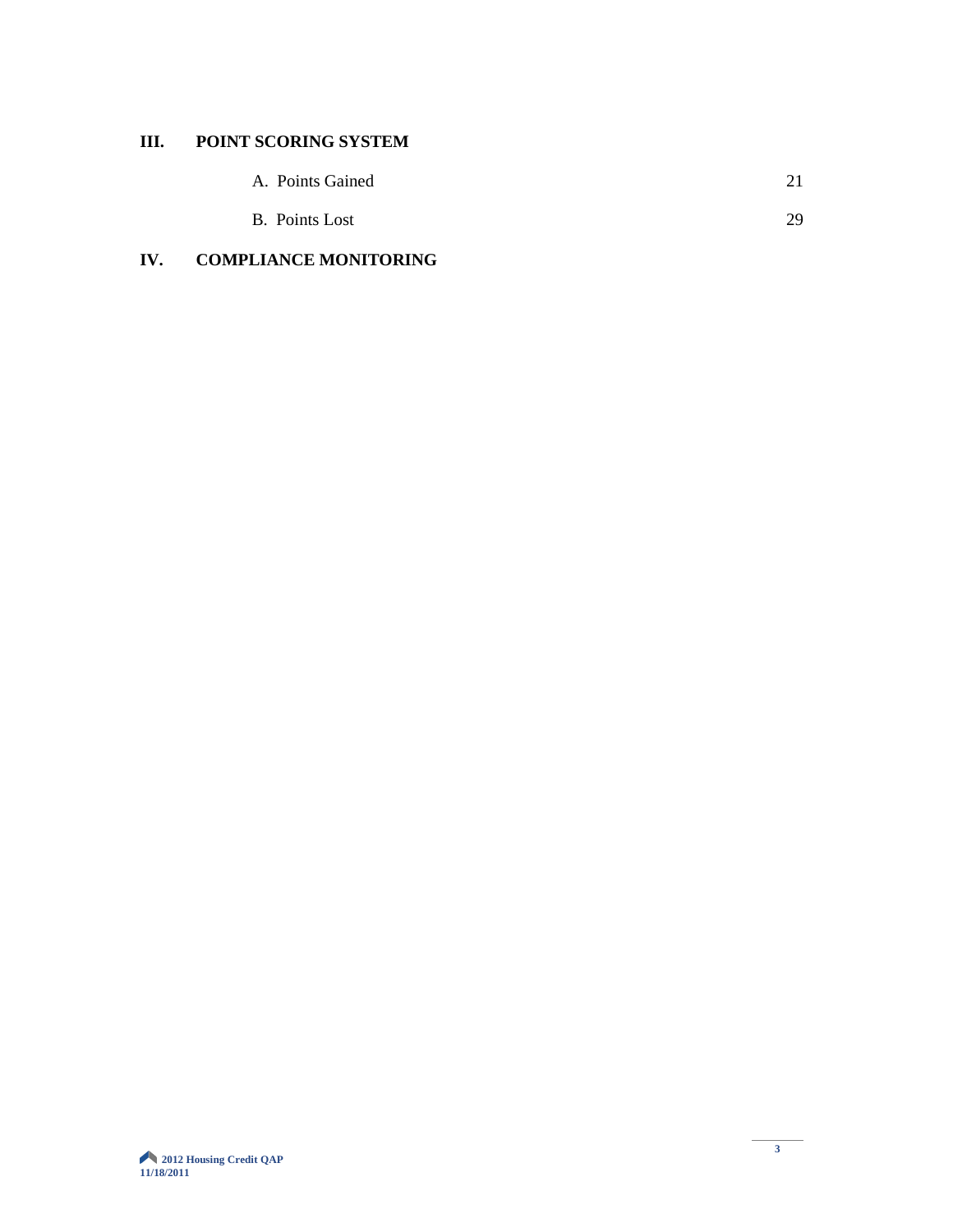## III. POINT SCORING SYSTEM

| | |
|---|---|
| A. Points Gained | 21 |
| B. Points Lost | 29 |

## IV. COMPLIANCE MONITORING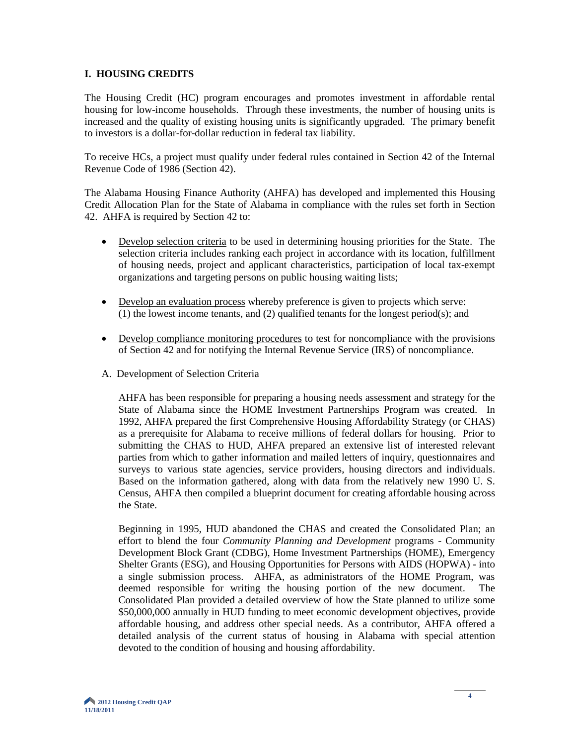## I. HOUSING CREDITS

The Housing Credit (HC) program encourages and promotes investment in affordable rental housing for low-income households. Through these investments, the number of housing units is increased and the quality of existing housing units is significantly upgraded. The primary benefit to investors is a dollar-for-dollar reduction in federal tax liability.

To receive HCs, a project must qualify under federal rules contained in Section 42 of the Internal Revenue Code of 1986 (Section 42).

The Alabama Housing Finance Authority (AHFA) has developed and implemented this Housing Credit Allocation Plan for the State of Alabama in compliance with the rules set forth in Section 42. AHFA is required by Section 42 to:

- Develop selection criteria to be used in determining housing priorities for the State. The selection criteria includes ranking each project in accordance with its location, fulfillment of housing needs, project and applicant characteristics, participation of local tax-exempt organizations and targeting persons on public housing waiting lists;

- Develop an evaluation process whereby preference is given to projects which serve: (1) the lowest income tenants, and (2) qualified tenants for the longest period(s); and

- Develop compliance monitoring procedures to test for noncompliance with the provisions of Section 42 and for notifying the Internal Revenue Service (IRS) of noncompliance.

### A. Development of Selection Criteria

AHFA has been responsible for preparing a housing needs assessment and strategy for the State of Alabama since the HOME Investment Partnerships Program was created. In 1992, AHFA prepared the first Comprehensive Housing Affordability Strategy (or CHAS) as a prerequisite for Alabama to receive millions of federal dollars for housing. Prior to submitting the CHAS to HUD, AHFA prepared an extensive list of interested relevant parties from which to gather information and mailed letters of inquiry, questionnaires and surveys to various state agencies, service providers, housing directors and individuals. Based on the information gathered, along with data from the relatively new 1990 U. S. Census, AHFA then compiled a blueprint document for creating affordable housing across the State.

Beginning in 1995, HUD abandoned the CHAS and created the Consolidated Plan; an effort to blend the four *Community Planning and Development* programs - Community Development Block Grant (CDBG), Home Investment Partnerships (HOME), Emergency Shelter Grants (ESG), and Housing Opportunities for Persons with AIDS (HOPWA) - into a single submission process. AHFA, as administrators of the HOME Program, was deemed responsible for writing the housing portion of the new document. The Consolidated Plan provided a detailed overview of how the State planned to utilize some \$50,000,000 annually in HUD funding to meet economic development objectives, provide affordable housing, and address other special needs. As a contributor, AHFA offered a detailed analysis of the current status of housing in Alabama with special attention devoted to the condition of housing and housing affordability.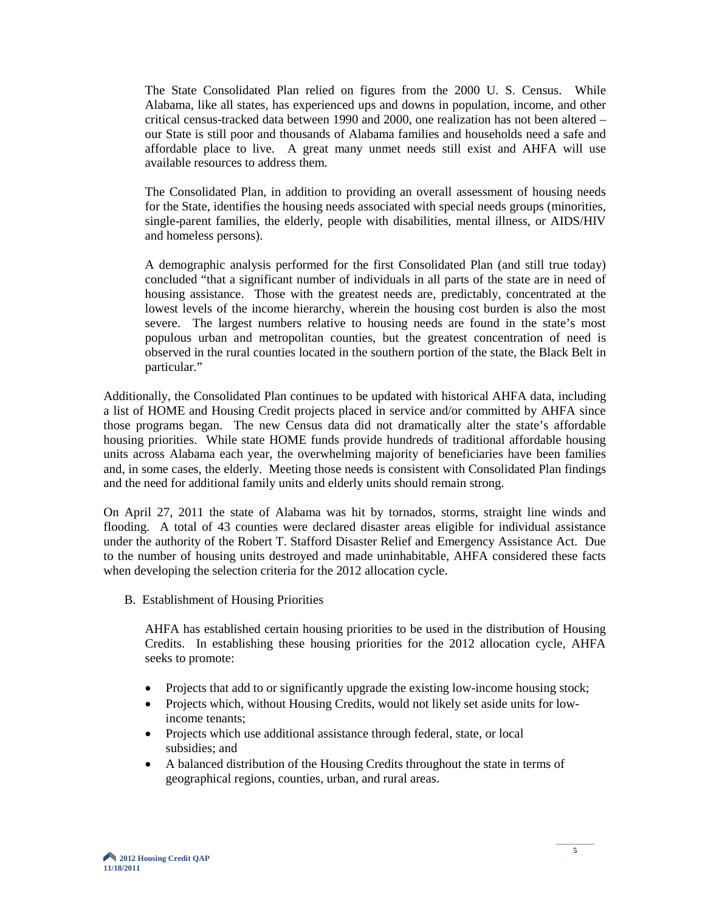The State Consolidated Plan relied on figures from the 2000 U. S. Census. While Alabama, like all states, has experienced ups and downs in population, income, and other critical census-tracked data between 1990 and 2000, one realization has not been altered – our State is still poor and thousands of Alabama families and households need a safe and affordable place to live. A great many unmet needs still exist and AHFA will use available resources to address them.

The Consolidated Plan, in addition to providing an overall assessment of housing needs for the State, identifies the housing needs associated with special needs groups (minorities, single-parent families, the elderly, people with disabilities, mental illness, or AIDS/HIV and homeless persons).

A demographic analysis performed for the first Consolidated Plan (and still true today) concluded "that a significant number of individuals in all parts of the state are in need of housing assistance. Those with the greatest needs are, predictably, concentrated at the lowest levels of the income hierarchy, wherein the housing cost burden is also the most severe. The largest numbers relative to housing needs are found in the state's most populous urban and metropolitan counties, but the greatest concentration of need is observed in the rural counties located in the southern portion of the state, the Black Belt in particular."

Additionally, the Consolidated Plan continues to be updated with historical AHFA data, including a list of HOME and Housing Credit projects placed in service and/or committed by AHFA since those programs began. The new Census data did not dramatically alter the state's affordable housing priorities. While state HOME funds provide hundreds of traditional affordable housing units across Alabama each year, the overwhelming majority of beneficiaries have been families and, in some cases, the elderly. Meeting those needs is consistent with Consolidated Plan findings and the need for additional family units and elderly units should remain strong.

On April 27, 2011 the state of Alabama was hit by tornados, storms, straight line winds and flooding. A total of 43 counties were declared disaster areas eligible for individual assistance under the authority of the Robert T. Stafford Disaster Relief and Emergency Assistance Act. Due to the number of housing units destroyed and made uninhabitable, AHFA considered these facts when developing the selection criteria for the 2012 allocation cycle.

B. Establishment of Housing Priorities

AHFA has established certain housing priorities to be used in the distribution of Housing Credits. In establishing these housing priorities for the 2012 allocation cycle, AHFA seeks to promote:

- Projects that add to or significantly upgrade the existing low-income housing stock;
- Projects which, without Housing Credits, would not likely set aside units for low-income tenants;
- Projects which use additional assistance through federal, state, or local subsidies; and
- A balanced distribution of the Housing Credits throughout the state in terms of geographical regions, counties, urban, and rural areas.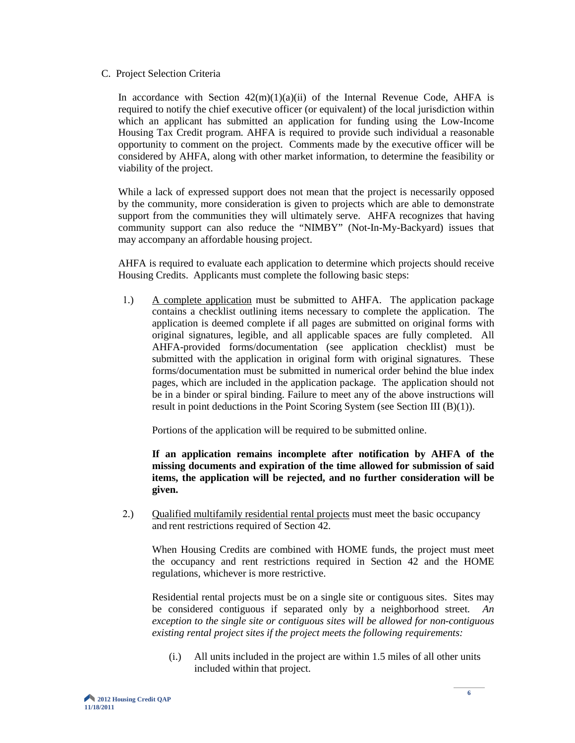C. Project Selection Criteria

In accordance with Section 42(m)(1)(a)(ii) of the Internal Revenue Code, AHFA is required to notify the chief executive officer (or equivalent) of the local jurisdiction within which an applicant has submitted an application for funding using the Low-Income Housing Tax Credit program. AHFA is required to provide such individual a reasonable opportunity to comment on the project. Comments made by the executive officer will be considered by AHFA, along with other market information, to determine the feasibility or viability of the project.

While a lack of expressed support does not mean that the project is necessarily opposed by the community, more consideration is given to projects which are able to demonstrate support from the communities they will ultimately serve. AHFA recognizes that having community support can also reduce the "NIMBY" (Not-In-My-Backyard) issues that may accompany an affordable housing project.

AHFA is required to evaluate each application to determine which projects should receive Housing Credits. Applicants must complete the following basic steps:

1.) <u>A complete application</u> must be submitted to AHFA. The application package contains a checklist outlining items necessary to complete the application. The application is deemed complete if all pages are submitted on original forms with original signatures, legible, and all applicable spaces are fully completed. All AHFA-provided forms/documentation (see application checklist) must be submitted with the application in original form with original signatures. These forms/documentation must be submitted in numerical order behind the blue index pages, which are included in the application package. The application should not be in a binder or spiral binding. Failure to meet any of the above instructions will result in point deductions in the Point Scoring System (see Section III (B)(1)).

   Portions of the application will be required to be submitted online.

   **If an application remains incomplete after notification by AHFA of the missing documents and expiration of the time allowed for submission of said items, the application will be rejected, and no further consideration will be given.**

2.) <u>Qualified multifamily residential rental projects</u> must meet the basic occupancy and rent restrictions required of Section 42.

   When Housing Credits are combined with HOME funds, the project must meet the occupancy and rent restrictions required in Section 42 and the HOME regulations, whichever is more restrictive.

   Residential rental projects must be on a single site or contiguous sites. Sites may be considered contiguous if separated only by a neighborhood street. *An exception to the single site or contiguous sites will be allowed for non-contiguous existing rental project sites if the project meets the following requirements:*

   (i.) All units included in the project are within 1.5 miles of all other units included within that project.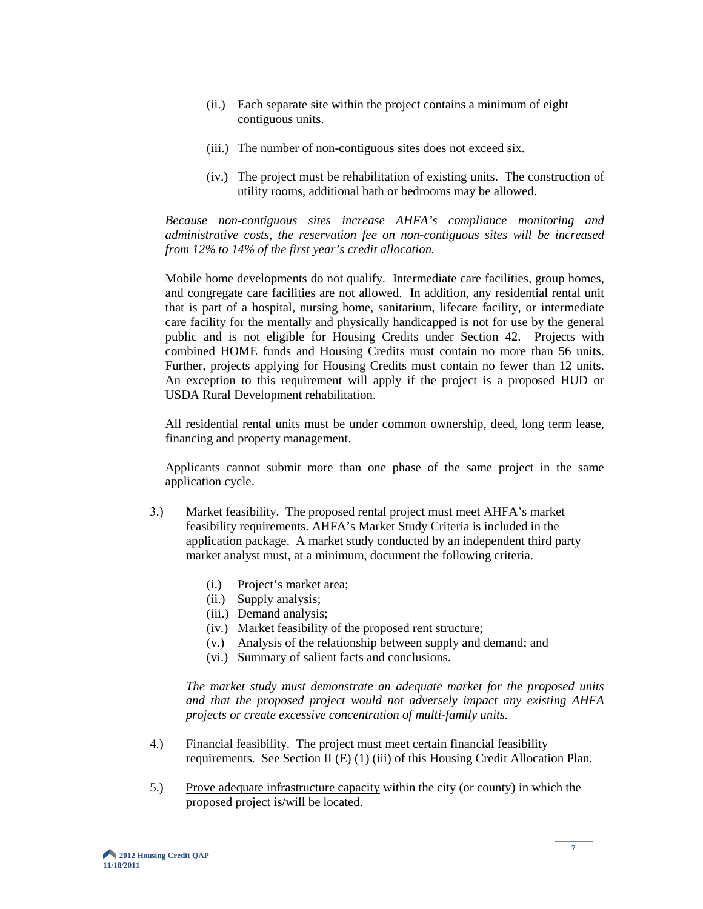(ii.) Each separate site within the project contains a minimum of eight contiguous units.

(iii.) The number of non-contiguous sites does not exceed six.

(iv.) The project must be rehabilitation of existing units. The construction of utility rooms, additional bath or bedrooms may be allowed.

*Because non-contiguous sites increase AHFA's compliance monitoring and administrative costs, the reservation fee on non-contiguous sites will be increased from 12% to 14% of the first year's credit allocation.*

Mobile home developments do not qualify. Intermediate care facilities, group homes, and congregate care facilities are not allowed. In addition, any residential rental unit that is part of a hospital, nursing home, sanitarium, lifecare facility, or intermediate care facility for the mentally and physically handicapped is not for use by the general public and is not eligible for Housing Credits under Section 42. Projects with combined HOME funds and Housing Credits must contain no more than 56 units. Further, projects applying for Housing Credits must contain no fewer than 12 units. An exception to this requirement will apply if the project is a proposed HUD or USDA Rural Development rehabilitation.

All residential rental units must be under common ownership, deed, long term lease, financing and property management.

Applicants cannot submit more than one phase of the same project in the same application cycle.

3.) Market feasibility. The proposed rental project must meet AHFA's market feasibility requirements. AHFA's Market Study Criteria is included in the application package. A market study conducted by an independent third party market analyst must, at a minimum, document the following criteria.

(i.) Project's market area;
(ii.) Supply analysis;
(iii.) Demand analysis;
(iv.) Market feasibility of the proposed rent structure;
(v.) Analysis of the relationship between supply and demand; and
(vi.) Summary of salient facts and conclusions.

*The market study must demonstrate an adequate market for the proposed units and that the proposed project would not adversely impact any existing AHFA projects or create excessive concentration of multi-family units.*

4.) Financial feasibility. The project must meet certain financial feasibility requirements. See Section II (E) (1) (iii) of this Housing Credit Allocation Plan.

5.) Prove adequate infrastructure capacity within the city (or county) in which the proposed project is/will be located.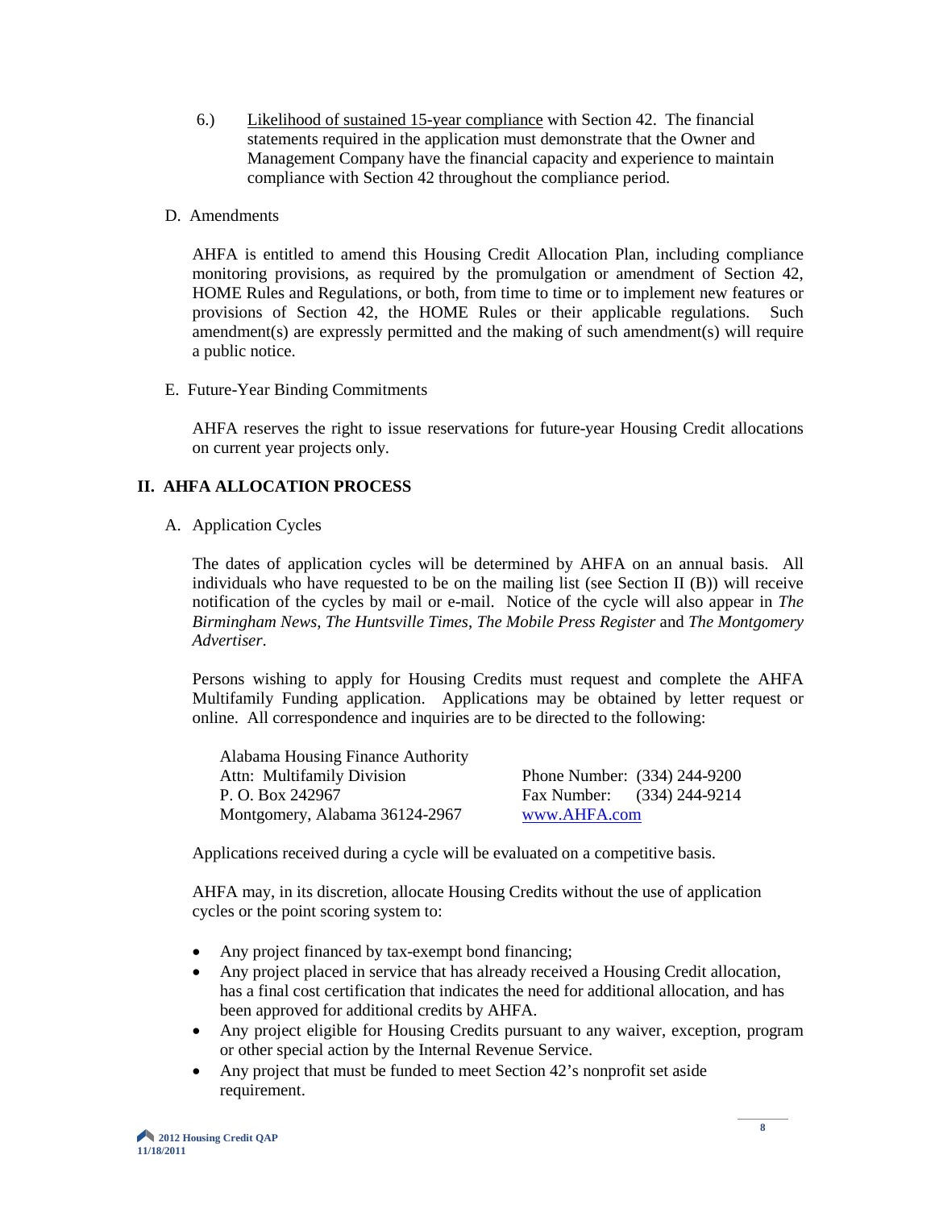6.) <u>Likelihood of sustained 15-year compliance</u> with Section 42. The financial statements required in the application must demonstrate that the Owner and Management Company have the financial capacity and experience to maintain compliance with Section 42 throughout the compliance period.

D. Amendments

AHFA is entitled to amend this Housing Credit Allocation Plan, including compliance monitoring provisions, as required by the promulgation or amendment of Section 42, HOME Rules and Regulations, or both, from time to time or to implement new features or provisions of Section 42, the HOME Rules or their applicable regulations. Such amendment(s) are expressly permitted and the making of such amendment(s) will require a public notice.

E. Future-Year Binding Commitments

AHFA reserves the right to issue reservations for future-year Housing Credit allocations on current year projects only.

## II. AHFA ALLOCATION PROCESS

A. Application Cycles

The dates of application cycles will be determined by AHFA on an annual basis. All individuals who have requested to be on the mailing list (see Section II (B)) will receive notification of the cycles by mail or e-mail. Notice of the cycle will also appear in *The Birmingham News*, *The Huntsville Times*, *The Mobile Press Register* and *The Montgomery Advertiser*.

Persons wishing to apply for Housing Credits must request and complete the AHFA Multifamily Funding application. Applications may be obtained by letter request or online. All correspondence and inquiries are to be directed to the following:

Alabama Housing Finance Authority
Attn: Multifamily Division
P. O. Box 242967
Montgomery, Alabama 36124-2967

Phone Number: (334) 244-9200
Fax Number: (334) 244-9214
www.AHFA.com

Applications received during a cycle will be evaluated on a competitive basis.

AHFA may, in its discretion, allocate Housing Credits without the use of application cycles or the point scoring system to:

- Any project financed by tax-exempt bond financing;
- Any project placed in service that has already received a Housing Credit allocation, has a final cost certification that indicates the need for additional allocation, and has been approved for additional credits by AHFA.
- Any project eligible for Housing Credits pursuant to any waiver, exception, program or other special action by the Internal Revenue Service.
- Any project that must be funded to meet Section 42's nonprofit set aside requirement.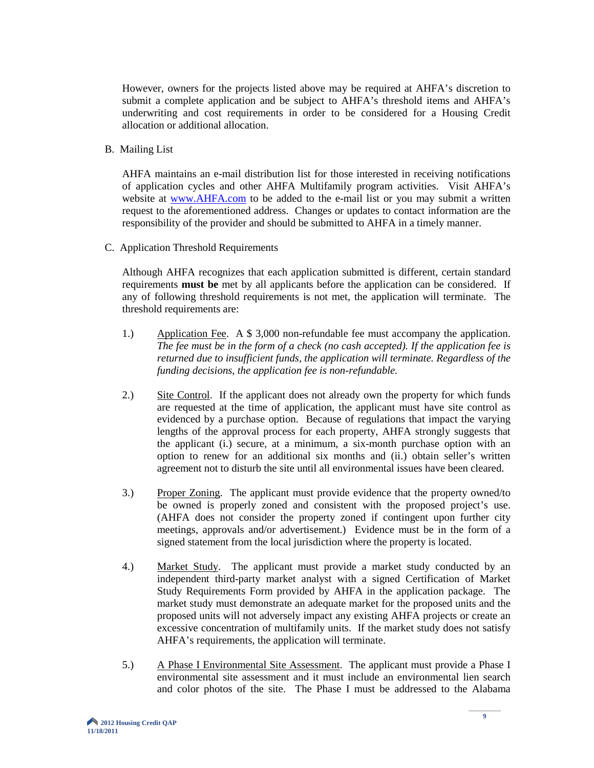However, owners for the projects listed above may be required at AHFA's discretion to submit a complete application and be subject to AHFA's threshold items and AHFA's underwriting and cost requirements in order to be considered for a Housing Credit allocation or additional allocation.

B. Mailing List

AHFA maintains an e-mail distribution list for those interested in receiving notifications of application cycles and other AHFA Multifamily program activities. Visit AHFA's website at [www.AHFA.com](http://www.AHFA.com) to be added to the e-mail list or you may submit a written request to the aforementioned address. Changes or updates to contact information are the responsibility of the provider and should be submitted to AHFA in a timely manner.

C. Application Threshold Requirements

Although AHFA recognizes that each application submitted is different, certain standard requirements **must be** met by all applicants before the application can be considered. If any of following threshold requirements is not met, the application will terminate. The threshold requirements are:

1.) Application Fee. A $ 3,000 non-refundable fee must accompany the application. *The fee must be in the form of a check (no cash accepted). If the application fee is returned due to insufficient funds, the application will terminate. Regardless of the funding decisions, the application fee is non-refundable.*

2.) Site Control. If the applicant does not already own the property for which funds are requested at the time of application, the applicant must have site control as evidenced by a purchase option. Because of regulations that impact the varying lengths of the approval process for each property, AHFA strongly suggests that the applicant (i.) secure, at a minimum, a six-month purchase option with an option to renew for an additional six months and (ii.) obtain seller's written agreement not to disturb the site until all environmental issues have been cleared.

3.) Proper Zoning. The applicant must provide evidence that the property owned/to be owned is properly zoned and consistent with the proposed project's use. (AHFA does not consider the property zoned if contingent upon further city meetings, approvals and/or advertisement.) Evidence must be in the form of a signed statement from the local jurisdiction where the property is located.

4.) Market Study. The applicant must provide a market study conducted by an independent third-party market analyst with a signed Certification of Market Study Requirements Form provided by AHFA in the application package. The market study must demonstrate an adequate market for the proposed units and the proposed units will not adversely impact any existing AHFA projects or create an excessive concentration of multifamily units. If the market study does not satisfy AHFA's requirements, the application will terminate.

5.) A Phase I Environmental Site Assessment. The applicant must provide a Phase I environmental site assessment and it must include an environmental lien search and color photos of the site. The Phase I must be addressed to the Alabama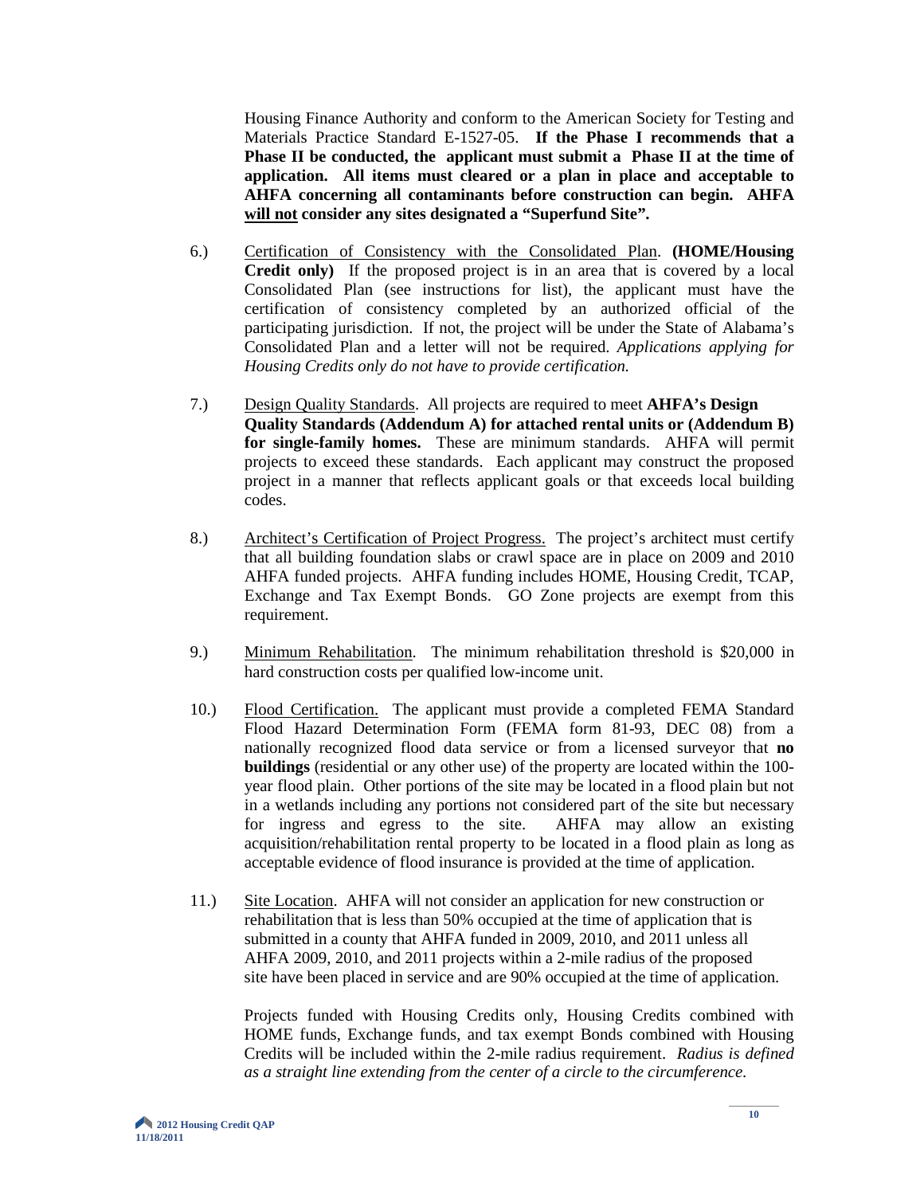Housing Finance Authority and conform to the American Society for Testing and Materials Practice Standard E-1527-05. **If the Phase I recommends that a Phase II be conducted, the applicant must submit a Phase II at the time of application. All items must cleared or a plan in place and acceptable to AHFA concerning all contaminants before construction can begin. AHFA <u>will not</u> consider any sites designated a "Superfund Site".**

6.) <u>Certification of Consistency with the Consolidated Plan</u>. **(HOME/Housing Credit only)** If the proposed project is in an area that is covered by a local Consolidated Plan (see instructions for list), the applicant must have the certification of consistency completed by an authorized official of the participating jurisdiction. If not, the project will be under the State of Alabama's Consolidated Plan and a letter will not be required. *Applications applying for Housing Credits only do not have to provide certification.*

7.) <u>Design Quality Standards</u>. All projects are required to meet **AHFA's Design Quality Standards (Addendum A) for attached rental units or (Addendum B) for single-family homes.** These are minimum standards. AHFA will permit projects to exceed these standards. Each applicant may construct the proposed project in a manner that reflects applicant goals or that exceeds local building codes.

8.) <u>Architect's Certification of Project Progress.</u> The project's architect must certify that all building foundation slabs or crawl space are in place on 2009 and 2010 AHFA funded projects. AHFA funding includes HOME, Housing Credit, TCAP, Exchange and Tax Exempt Bonds. GO Zone projects are exempt from this requirement.

9.) <u>Minimum Rehabilitation</u>. The minimum rehabilitation threshold is $20,000 in hard construction costs per qualified low-income unit.

10.) <u>Flood Certification.</u> The applicant must provide a completed FEMA Standard Flood Hazard Determination Form (FEMA form 81-93, DEC 08) from a nationally recognized flood data service or from a licensed surveyor that **no buildings** (residential or any other use) of the property are located within the 100-year flood plain. Other portions of the site may be located in a flood plain but not in a wetlands including any portions not considered part of the site but necessary for ingress and egress to the site. AHFA may allow an existing acquisition/rehabilitation rental property to be located in a flood plain as long as acceptable evidence of flood insurance is provided at the time of application.

11.) <u>Site Location</u>. AHFA will not consider an application for new construction or rehabilitation that is less than 50% occupied at the time of application that is submitted in a county that AHFA funded in 2009, 2010, and 2011 unless all AHFA 2009, 2010, and 2011 projects within a 2-mile radius of the proposed site have been placed in service and are 90% occupied at the time of application.

Projects funded with Housing Credits only, Housing Credits combined with HOME funds, Exchange funds, and tax exempt Bonds combined with Housing Credits will be included within the 2-mile radius requirement. *Radius is defined as a straight line extending from the center of a circle to the circumference.*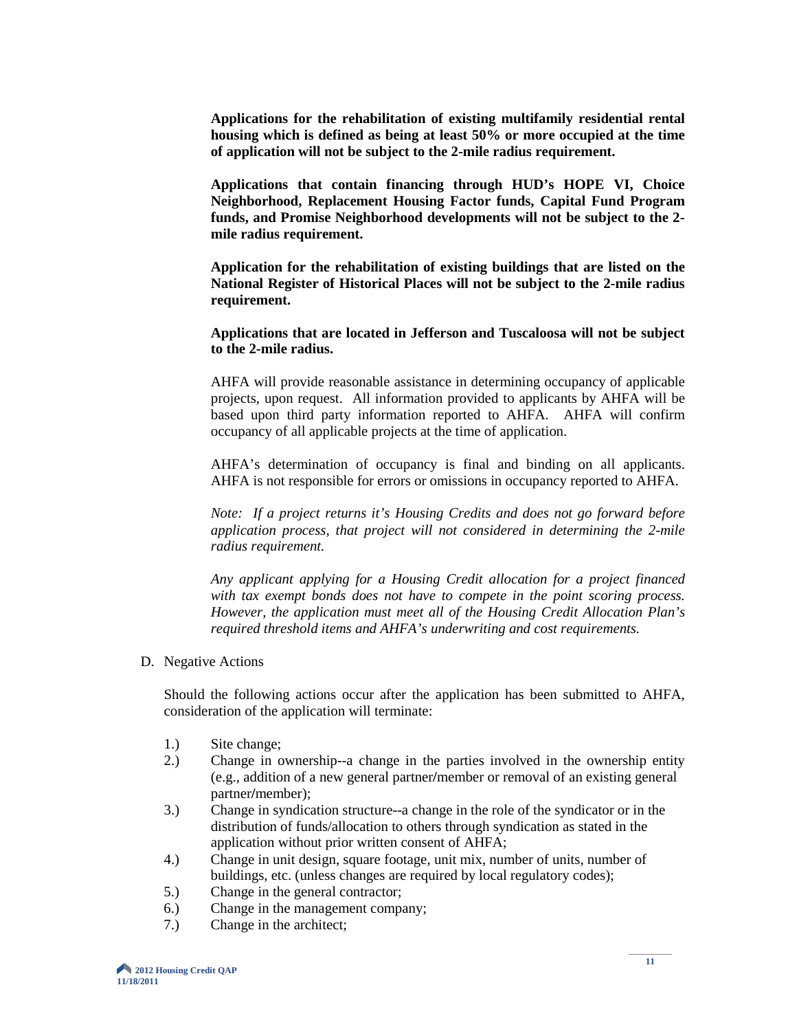**Applications for the rehabilitation of existing multifamily residential rental housing which is defined as being at least 50% or more occupied at the time of application will not be subject to the 2-mile radius requirement.**

**Applications that contain financing through HUD's HOPE VI, Choice Neighborhood, Replacement Housing Factor funds, Capital Fund Program funds, and Promise Neighborhood developments will not be subject to the 2-mile radius requirement.**

**Application for the rehabilitation of existing buildings that are listed on the National Register of Historical Places will not be subject to the 2-mile radius requirement.**

**Applications that are located in Jefferson and Tuscaloosa will not be subject to the 2-mile radius.**

AHFA will provide reasonable assistance in determining occupancy of applicable projects, upon request. All information provided to applicants by AHFA will be based upon third party information reported to AHFA. AHFA will confirm occupancy of all applicable projects at the time of application.

AHFA's determination of occupancy is final and binding on all applicants. AHFA is not responsible for errors or omissions in occupancy reported to AHFA.

*Note: If a project returns it's Housing Credits and does not go forward before application process, that project will not considered in determining the 2-mile radius requirement.*

*Any applicant applying for a Housing Credit allocation for a project financed with tax exempt bonds does not have to compete in the point scoring process. However, the application must meet all of the Housing Credit Allocation Plan's required threshold items and AHFA's underwriting and cost requirements.*

D. Negative Actions

Should the following actions occur after the application has been submitted to AHFA, consideration of the application will terminate:

1.) Site change;
2.) Change in ownership--a change in the parties involved in the ownership entity (e.g., addition of a new general partner/member or removal of an existing general partner/member);
3.) Change in syndication structure--a change in the role of the syndicator or in the distribution of funds/allocation to others through syndication as stated in the application without prior written consent of AHFA;
4.) Change in unit design, square footage, unit mix, number of units, number of buildings, etc. (unless changes are required by local regulatory codes);
5.) Change in the general contractor;
6.) Change in the management company;
7.) Change in the architect;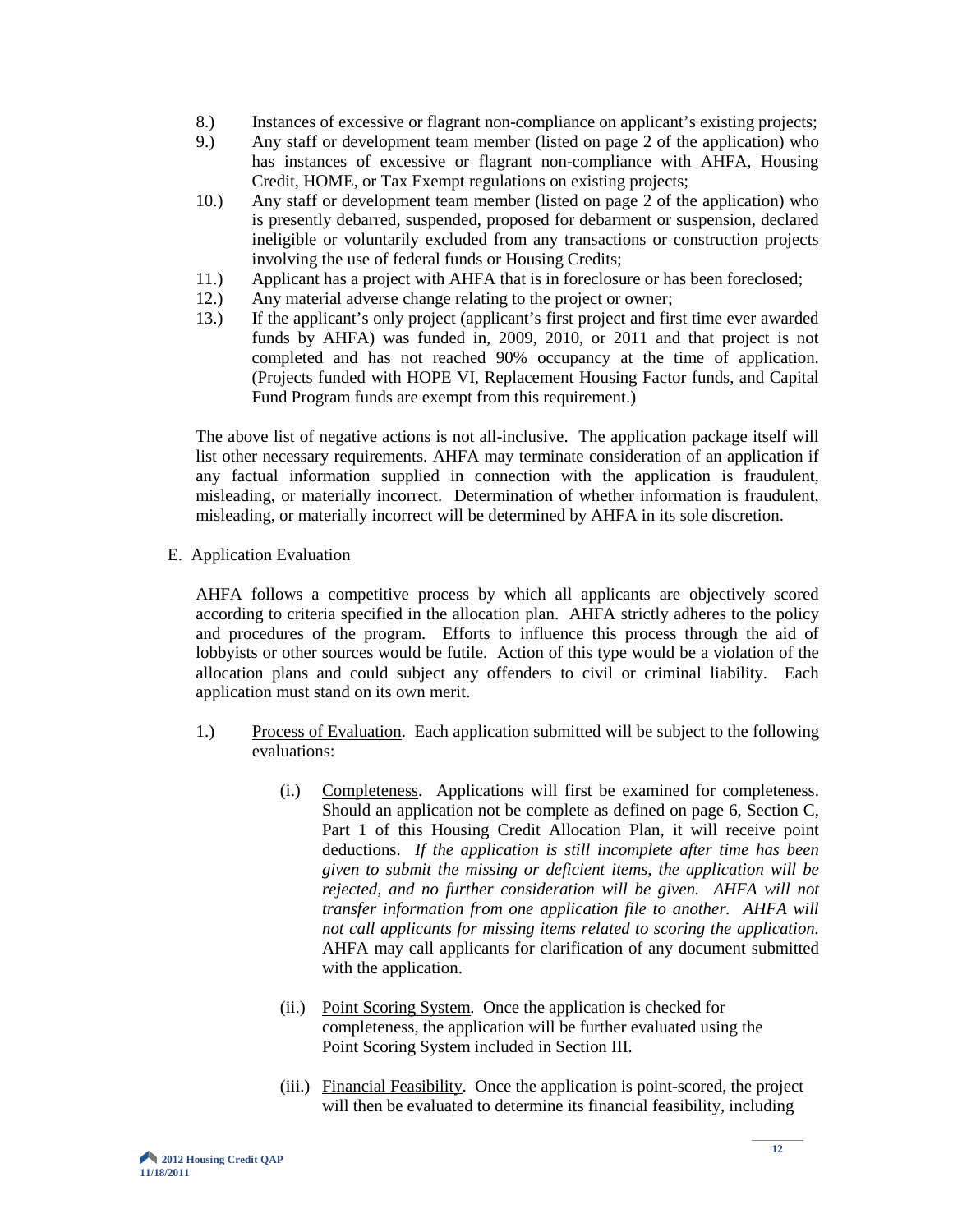8.) Instances of excessive or flagrant non-compliance on applicant's existing projects;

9.) Any staff or development team member (listed on page 2 of the application) who has instances of excessive or flagrant non-compliance with AHFA, Housing Credit, HOME, or Tax Exempt regulations on existing projects;

10.) Any staff or development team member (listed on page 2 of the application) who is presently debarred, suspended, proposed for debarment or suspension, declared ineligible or voluntarily excluded from any transactions or construction projects involving the use of federal funds or Housing Credits;

11.) Applicant has a project with AHFA that is in foreclosure or has been foreclosed;

12.) Any material adverse change relating to the project or owner;

13.) If the applicant's only project (applicant's first project and first time ever awarded funds by AHFA) was funded in, 2009, 2010, or 2011 and that project is not completed and has not reached 90% occupancy at the time of application. (Projects funded with HOPE VI, Replacement Housing Factor funds, and Capital Fund Program funds are exempt from this requirement.)

The above list of negative actions is not all-inclusive. The application package itself will list other necessary requirements. AHFA may terminate consideration of an application if any factual information supplied in connection with the application is fraudulent, misleading, or materially incorrect. Determination of whether information is fraudulent, misleading, or materially incorrect will be determined by AHFA in its sole discretion.

E. Application Evaluation

AHFA follows a competitive process by which all applicants are objectively scored according to criteria specified in the allocation plan. AHFA strictly adheres to the policy and procedures of the program. Efforts to influence this process through the aid of lobbyists or other sources would be futile. Action of this type would be a violation of the allocation plans and could subject any offenders to civil or criminal liability. Each application must stand on its own merit.

1.) Process of Evaluation. Each application submitted will be subject to the following evaluations:

(i.) Completeness. Applications will first be examined for completeness. Should an application not be complete as defined on page 6, Section C, Part 1 of this Housing Credit Allocation Plan, it will receive point deductions. *If the application is still incomplete after time has been given to submit the missing or deficient items, the application will be rejected, and no further consideration will be given. AHFA will not transfer information from one application file to another. AHFA will not call applicants for missing items related to scoring the application.* AHFA may call applicants for clarification of any document submitted with the application.

(ii.) Point Scoring System. Once the application is checked for completeness, the application will be further evaluated using the Point Scoring System included in Section III.

(iii.) Financial Feasibility. Once the application is point-scored, the project will then be evaluated to determine its financial feasibility, including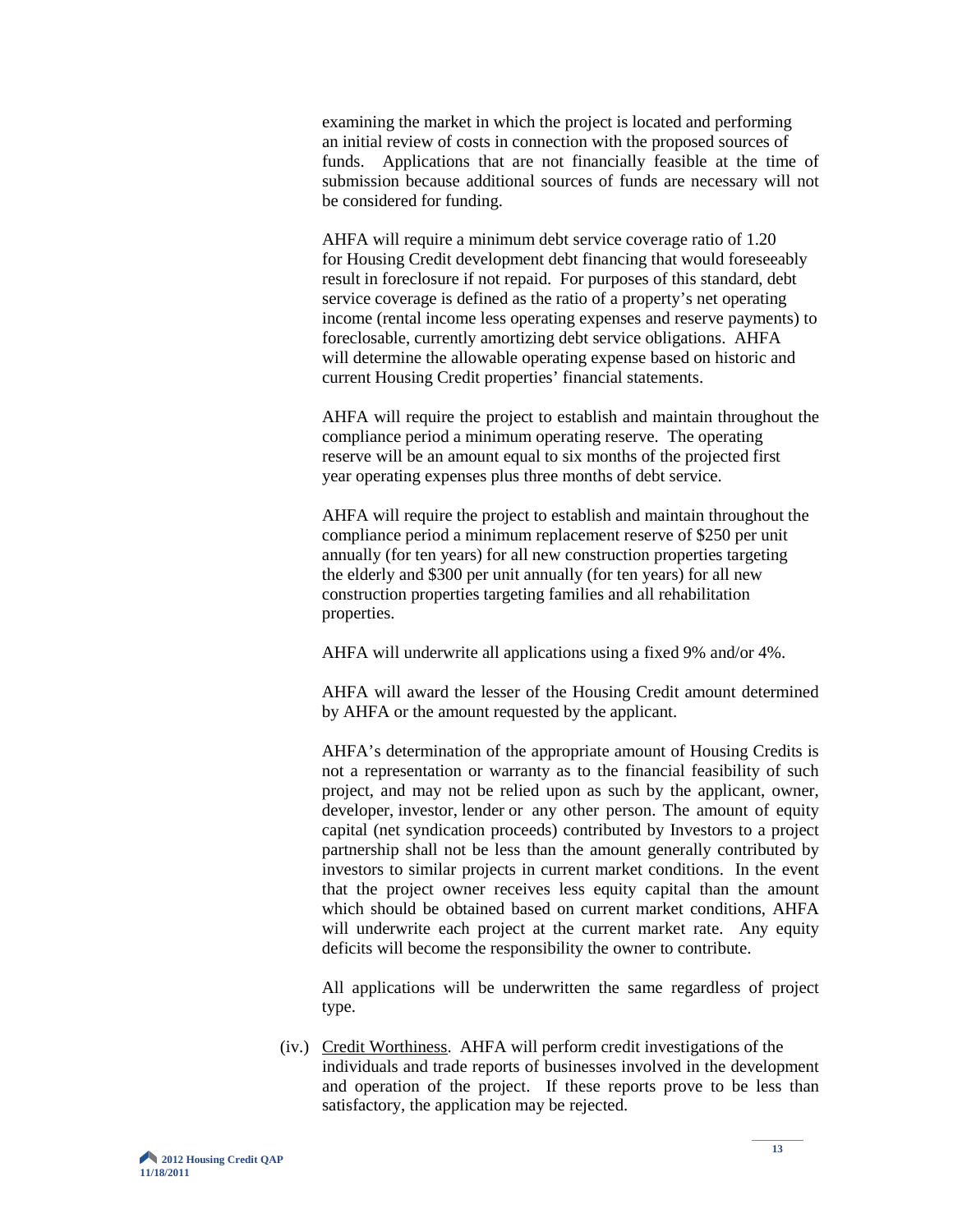examining the market in which the project is located and performing an initial review of costs in connection with the proposed sources of funds. Applications that are not financially feasible at the time of submission because additional sources of funds are necessary will not be considered for funding.

AHFA will require a minimum debt service coverage ratio of 1.20 for Housing Credit development debt financing that would foreseeably result in foreclosure if not repaid. For purposes of this standard, debt service coverage is defined as the ratio of a property's net operating income (rental income less operating expenses and reserve payments) to foreclosable, currently amortizing debt service obligations. AHFA will determine the allowable operating expense based on historic and current Housing Credit properties' financial statements.

AHFA will require the project to establish and maintain throughout the compliance period a minimum operating reserve. The operating reserve will be an amount equal to six months of the projected first year operating expenses plus three months of debt service.

AHFA will require the project to establish and maintain throughout the compliance period a minimum replacement reserve of $250 per unit annually (for ten years) for all new construction properties targeting the elderly and $300 per unit annually (for ten years) for all new construction properties targeting families and all rehabilitation properties.

AHFA will underwrite all applications using a fixed 9% and/or 4%.

AHFA will award the lesser of the Housing Credit amount determined by AHFA or the amount requested by the applicant.

AHFA's determination of the appropriate amount of Housing Credits is not a representation or warranty as to the financial feasibility of such project, and may not be relied upon as such by the applicant, owner, developer, investor, lender or any other person. The amount of equity capital (net syndication proceeds) contributed by Investors to a project partnership shall not be less than the amount generally contributed by investors to similar projects in current market conditions. In the event that the project owner receives less equity capital than the amount which should be obtained based on current market conditions, AHFA will underwrite each project at the current market rate. Any equity deficits will become the responsibility the owner to contribute.

All applications will be underwritten the same regardless of project type.

(iv.) Credit Worthiness. AHFA will perform credit investigations of the individuals and trade reports of businesses involved in the development and operation of the project. If these reports prove to be less than satisfactory, the application may be rejected.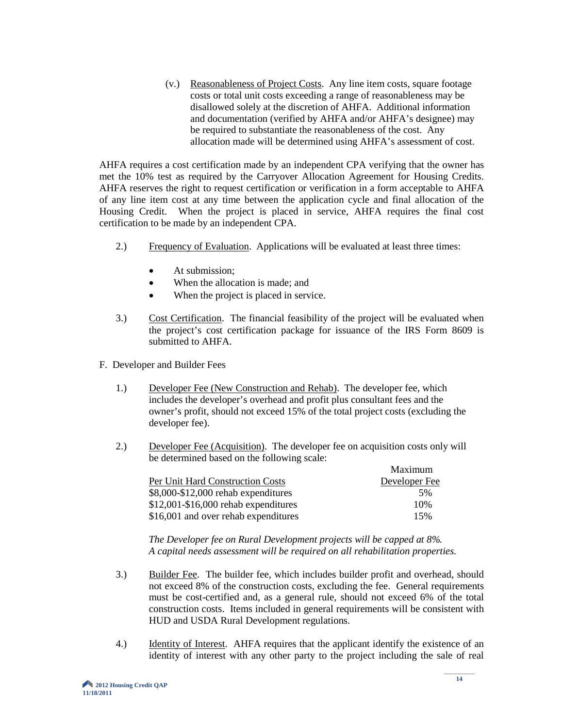(v.) Reasonableness of Project Costs. Any line item costs, square footage costs or total unit costs exceeding a range of reasonableness may be disallowed solely at the discretion of AHFA. Additional information and documentation (verified by AHFA and/or AHFA's designee) may be required to substantiate the reasonableness of the cost. Any allocation made will be determined using AHFA's assessment of cost.

AHFA requires a cost certification made by an independent CPA verifying that the owner has met the 10% test as required by the Carryover Allocation Agreement for Housing Credits. AHFA reserves the right to request certification or verification in a form acceptable to AHFA of any line item cost at any time between the application cycle and final allocation of the Housing Credit. When the project is placed in service, AHFA requires the final cost certification to be made by an independent CPA.

2.) Frequency of Evaluation. Applications will be evaluated at least three times:

- At submission;
- When the allocation is made; and
- When the project is placed in service.

3.) Cost Certification. The financial feasibility of the project will be evaluated when the project's cost certification package for issuance of the IRS Form 8609 is submitted to AHFA.

F. Developer and Builder Fees

1.) Developer Fee (New Construction and Rehab). The developer fee, which includes the developer's overhead and profit plus consultant fees and the owner's profit, should not exceed 15% of the total project costs (excluding the developer fee).

2.) Developer Fee (Acquisition). The developer fee on acquisition costs only will be determined based on the following scale:

| Per Unit Hard Construction Costs | Maximum Developer Fee |
|---|---|
| $8,000-$12,000 rehab expenditures | 5% |
| $12,001-$16,000 rehab expenditures | 10% |
| $16,001 and over rehab expenditures | 15% |

*The Developer fee on Rural Development projects will be capped at 8%.*
*A capital needs assessment will be required on all rehabilitation properties.*

3.) Builder Fee. The builder fee, which includes builder profit and overhead, should not exceed 8% of the construction costs, excluding the fee. General requirements must be cost-certified and, as a general rule, should not exceed 6% of the total construction costs. Items included in general requirements will be consistent with HUD and USDA Rural Development regulations.

4.) Identity of Interest. AHFA requires that the applicant identify the existence of an identity of interest with any other party to the project including the sale of real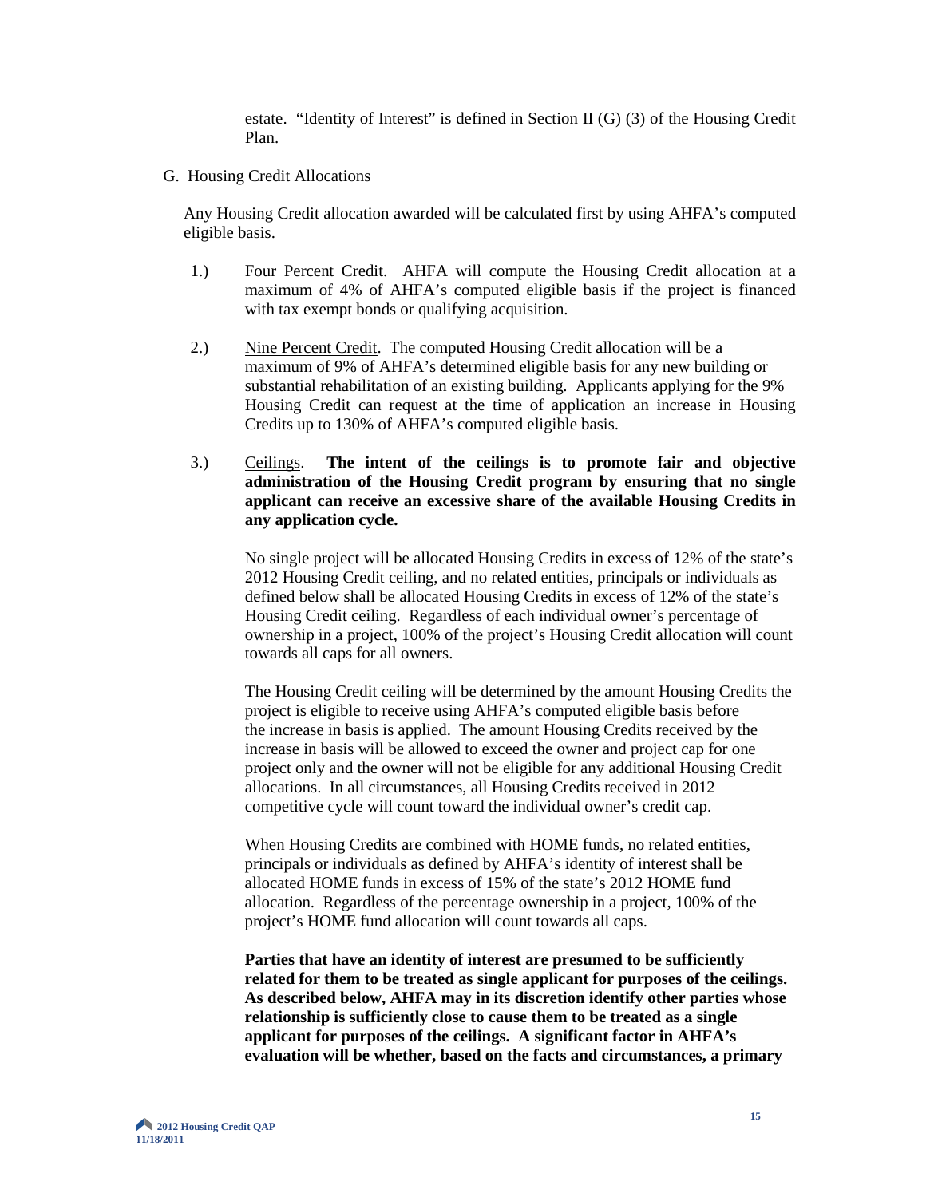estate. "Identity of Interest" is defined in Section II (G) (3) of the Housing Credit Plan.

G. Housing Credit Allocations

Any Housing Credit allocation awarded will be calculated first by using AHFA's computed eligible basis.

1.) Four Percent Credit. AHFA will compute the Housing Credit allocation at a maximum of 4% of AHFA's computed eligible basis if the project is financed with tax exempt bonds or qualifying acquisition.

2.) Nine Percent Credit. The computed Housing Credit allocation will be a maximum of 9% of AHFA's determined eligible basis for any new building or substantial rehabilitation of an existing building. Applicants applying for the 9% Housing Credit can request at the time of application an increase in Housing Credits up to 130% of AHFA's computed eligible basis.

3.) Ceilings. **The intent of the ceilings is to promote fair and objective administration of the Housing Credit program by ensuring that no single applicant can receive an excessive share of the available Housing Credits in any application cycle.**

No single project will be allocated Housing Credits in excess of 12% of the state's 2012 Housing Credit ceiling, and no related entities, principals or individuals as defined below shall be allocated Housing Credits in excess of 12% of the state's Housing Credit ceiling. Regardless of each individual owner's percentage of ownership in a project, 100% of the project's Housing Credit allocation will count towards all caps for all owners.

The Housing Credit ceiling will be determined by the amount Housing Credits the project is eligible to receive using AHFA's computed eligible basis before the increase in basis is applied. The amount Housing Credits received by the increase in basis will be allowed to exceed the owner and project cap for one project only and the owner will not be eligible for any additional Housing Credit allocations. In all circumstances, all Housing Credits received in 2012 competitive cycle will count toward the individual owner's credit cap.

When Housing Credits are combined with HOME funds, no related entities, principals or individuals as defined by AHFA's identity of interest shall be allocated HOME funds in excess of 15% of the state's 2012 HOME fund allocation. Regardless of the percentage ownership in a project, 100% of the project's HOME fund allocation will count towards all caps.

**Parties that have an identity of interest are presumed to be sufficiently related for them to be treated as single applicant for purposes of the ceilings. As described below, AHFA may in its discretion identify other parties whose relationship is sufficiently close to cause them to be treated as a single applicant for purposes of the ceilings. A significant factor in AHFA's evaluation will be whether, based on the facts and circumstances, a primary**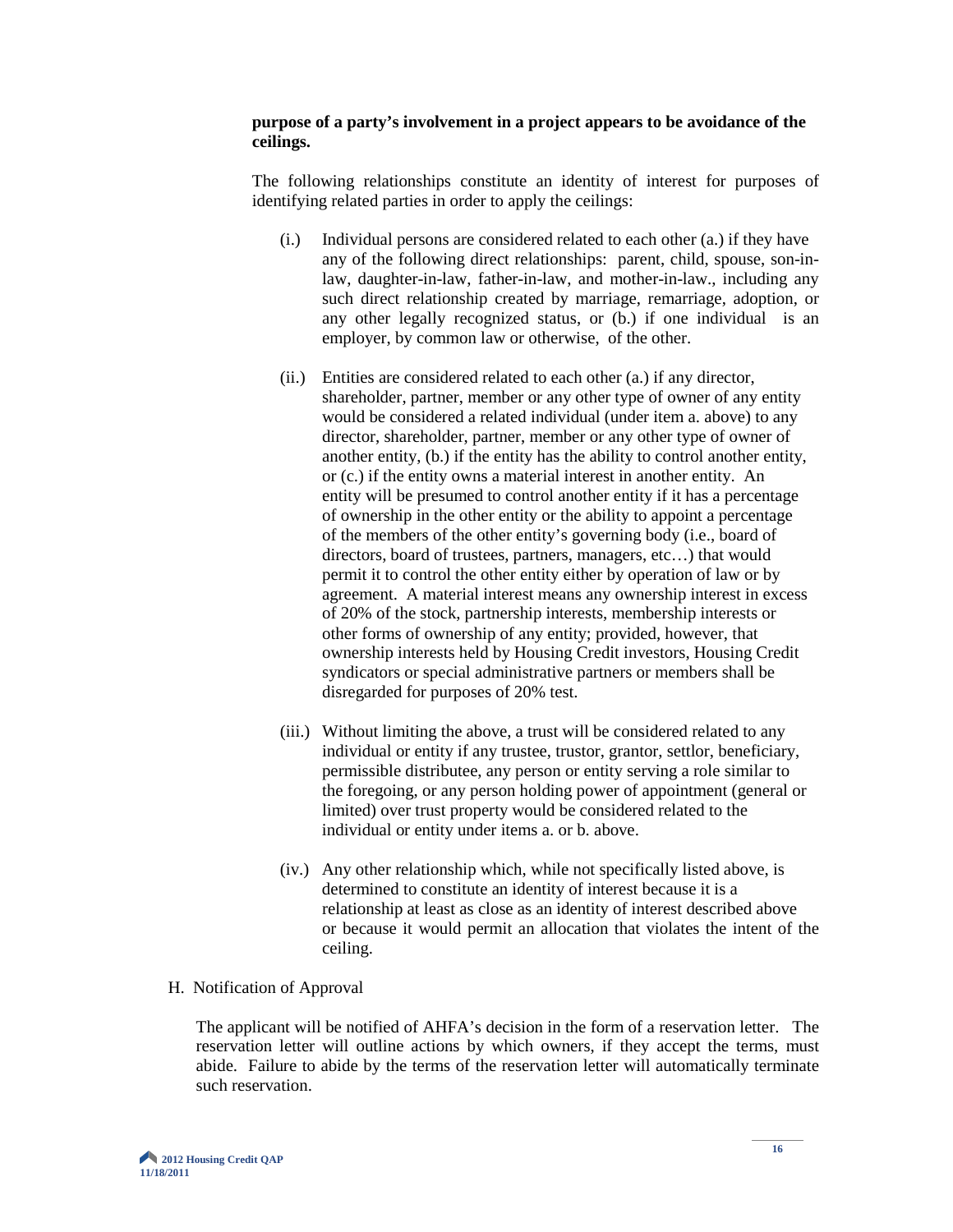**purpose of a party's involvement in a project appears to be avoidance of the ceilings.**

The following relationships constitute an identity of interest for purposes of identifying related parties in order to apply the ceilings:

(i.) Individual persons are considered related to each other (a.) if they have any of the following direct relationships: parent, child, spouse, son-in-law, daughter-in-law, father-in-law, and mother-in-law., including any such direct relationship created by marriage, remarriage, adoption, or any other legally recognized status, or (b.) if one individual is an employer, by common law or otherwise, of the other.

(ii.) Entities are considered related to each other (a.) if any director, shareholder, partner, member or any other type of owner of any entity would be considered a related individual (under item a. above) to any director, shareholder, partner, member or any other type of owner of another entity, (b.) if the entity has the ability to control another entity, or (c.) if the entity owns a material interest in another entity. An entity will be presumed to control another entity if it has a percentage of ownership in the other entity or the ability to appoint a percentage of the members of the other entity's governing body (i.e., board of directors, board of trustees, partners, managers, etc…) that would permit it to control the other entity either by operation of law or by agreement. A material interest means any ownership interest in excess of 20% of the stock, partnership interests, membership interests or other forms of ownership of any entity; provided, however, that ownership interests held by Housing Credit investors, Housing Credit syndicators or special administrative partners or members shall be disregarded for purposes of 20% test.

(iii.) Without limiting the above, a trust will be considered related to any individual or entity if any trustee, trustor, grantor, settlor, beneficiary, permissible distributee, any person or entity serving a role similar to the foregoing, or any person holding power of appointment (general or limited) over trust property would be considered related to the individual or entity under items a. or b. above.

(iv.) Any other relationship which, while not specifically listed above, is determined to constitute an identity of interest because it is a relationship at least as close as an identity of interest described above or because it would permit an allocation that violates the intent of the ceiling.

H. Notification of Approval

The applicant will be notified of AHFA's decision in the form of a reservation letter. The reservation letter will outline actions by which owners, if they accept the terms, must abide. Failure to abide by the terms of the reservation letter will automatically terminate such reservation.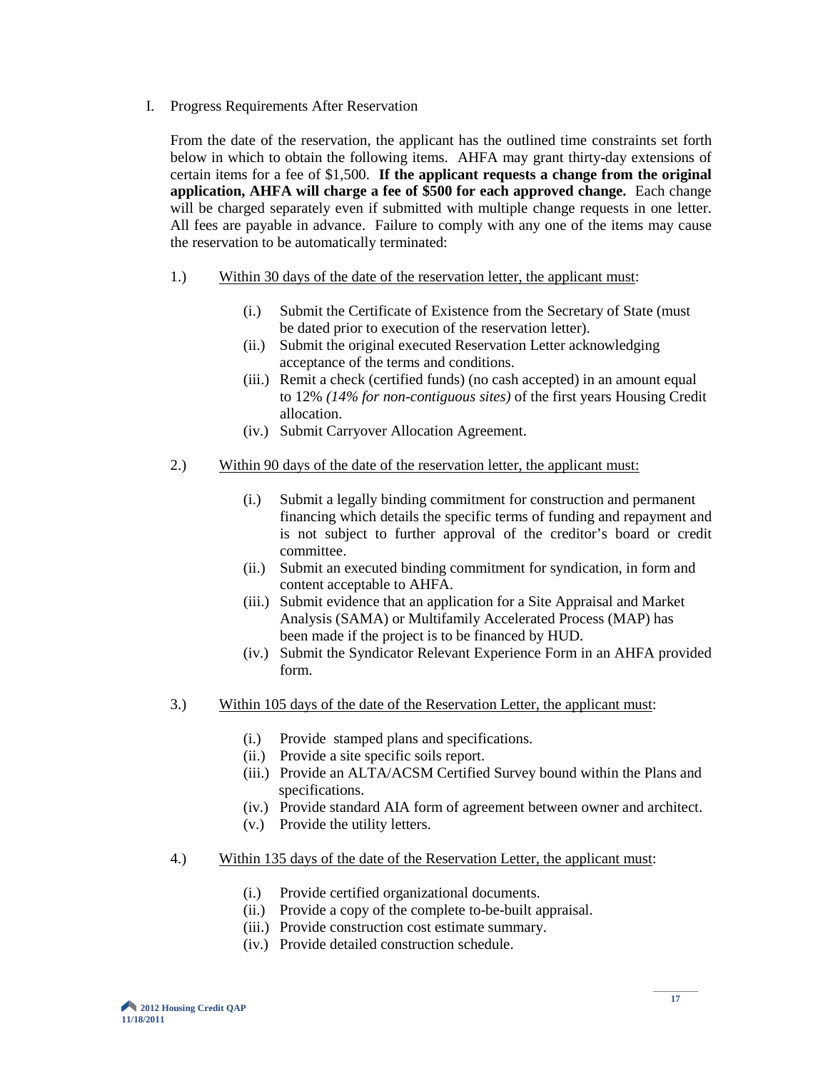I. Progress Requirements After Reservation

From the date of the reservation, the applicant has the outlined time constraints set forth below in which to obtain the following items. AHFA may grant thirty-day extensions of certain items for a fee of $1,500. **If the applicant requests a change from the original application, AHFA will charge a fee of $500 for each approved change.** Each change will be charged separately even if submitted with multiple change requests in one letter. All fees are payable in advance. Failure to comply with any one of the items may cause the reservation to be automatically terminated:

1.) <u>Within 30 days of the date of the reservation letter, the applicant must</u>:

- (i.) Submit the Certificate of Existence from the Secretary of State (must be dated prior to execution of the reservation letter).
- (ii.) Submit the original executed Reservation Letter acknowledging acceptance of the terms and conditions.
- (iii.) Remit a check (certified funds) (no cash accepted) in an amount equal to 12% *(14% for non-contiguous sites)* of the first years Housing Credit allocation.
- (iv.) Submit Carryover Allocation Agreement.

2.) <u>Within 90 days of the date of the reservation letter, the applicant must:</u>

- (i.) Submit a legally binding commitment for construction and permanent financing which details the specific terms of funding and repayment and is not subject to further approval of the creditor's board or credit committee.
- (ii.) Submit an executed binding commitment for syndication, in form and content acceptable to AHFA.
- (iii.) Submit evidence that an application for a Site Appraisal and Market Analysis (SAMA) or Multifamily Accelerated Process (MAP) has been made if the project is to be financed by HUD.
- (iv.) Submit the Syndicator Relevant Experience Form in an AHFA provided form.

3.) <u>Within 105 days of the date of the Reservation Letter, the applicant must</u>:

- (i.) Provide stamped plans and specifications.
- (ii.) Provide a site specific soils report.
- (iii.) Provide an ALTA/ACSM Certified Survey bound within the Plans and specifications.
- (iv.) Provide standard AIA form of agreement between owner and architect.
- (v.) Provide the utility letters.

4.) <u>Within 135 days of the date of the Reservation Letter, the applicant must</u>:

- (i.) Provide certified organizational documents.
- (ii.) Provide a copy of the complete to-be-built appraisal.
- (iii.) Provide construction cost estimate summary.
- (iv.) Provide detailed construction schedule.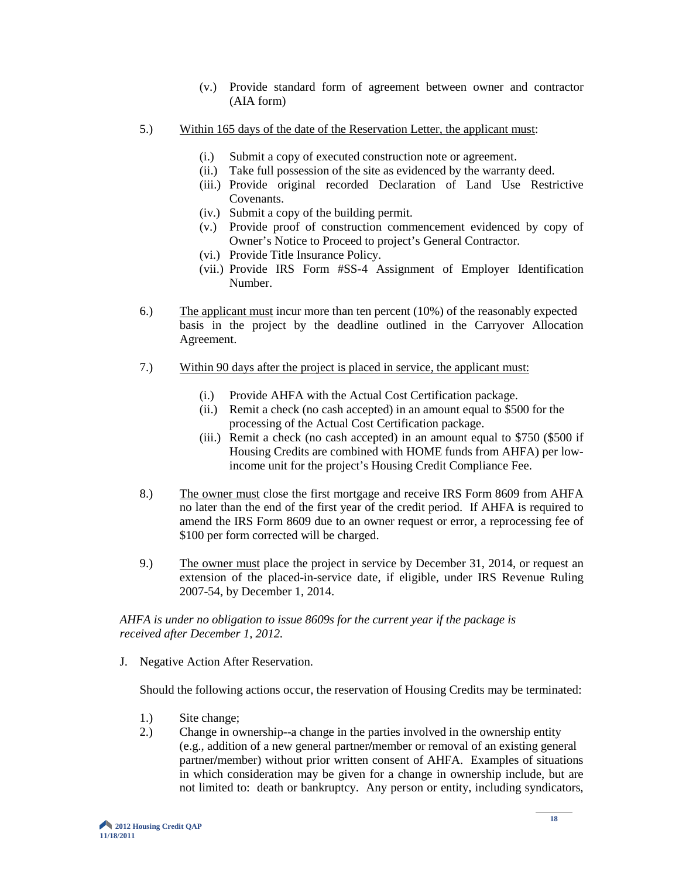(v.) Provide standard form of agreement between owner and contractor (AIA form)

5.) Within 165 days of the date of the Reservation Letter, the applicant must:

(i.) Submit a copy of executed construction note or agreement.
(ii.) Take full possession of the site as evidenced by the warranty deed.
(iii.) Provide original recorded Declaration of Land Use Restrictive Covenants.
(iv.) Submit a copy of the building permit.
(v.) Provide proof of construction commencement evidenced by copy of Owner's Notice to Proceed to project's General Contractor.
(vi.) Provide Title Insurance Policy.
(vii.) Provide IRS Form #SS-4 Assignment of Employer Identification Number.

6.) The applicant must incur more than ten percent (10%) of the reasonably expected basis in the project by the deadline outlined in the Carryover Allocation Agreement.

7.) Within 90 days after the project is placed in service, the applicant must:

(i.) Provide AHFA with the Actual Cost Certification package.
(ii.) Remit a check (no cash accepted) in an amount equal to $500 for the processing of the Actual Cost Certification package.
(iii.) Remit a check (no cash accepted) in an amount equal to $750 ($500 if Housing Credits are combined with HOME funds from AHFA) per low-income unit for the project's Housing Credit Compliance Fee.

8.) The owner must close the first mortgage and receive IRS Form 8609 from AHFA no later than the end of the first year of the credit period. If AHFA is required to amend the IRS Form 8609 due to an owner request or error, a reprocessing fee of $100 per form corrected will be charged.

9.) The owner must place the project in service by December 31, 2014, or request an extension of the placed-in-service date, if eligible, under IRS Revenue Ruling 2007-54, by December 1, 2014.

*AHFA is under no obligation to issue 8609s for the current year if the package is received after December 1, 2012.*

J. Negative Action After Reservation.

Should the following actions occur, the reservation of Housing Credits may be terminated:

1.) Site change;
2.) Change in ownership--a change in the parties involved in the ownership entity (e.g., addition of a new general partner/member or removal of an existing general partner/member) without prior written consent of AHFA. Examples of situations in which consideration may be given for a change in ownership include, but are not limited to: death or bankruptcy. Any person or entity, including syndicators,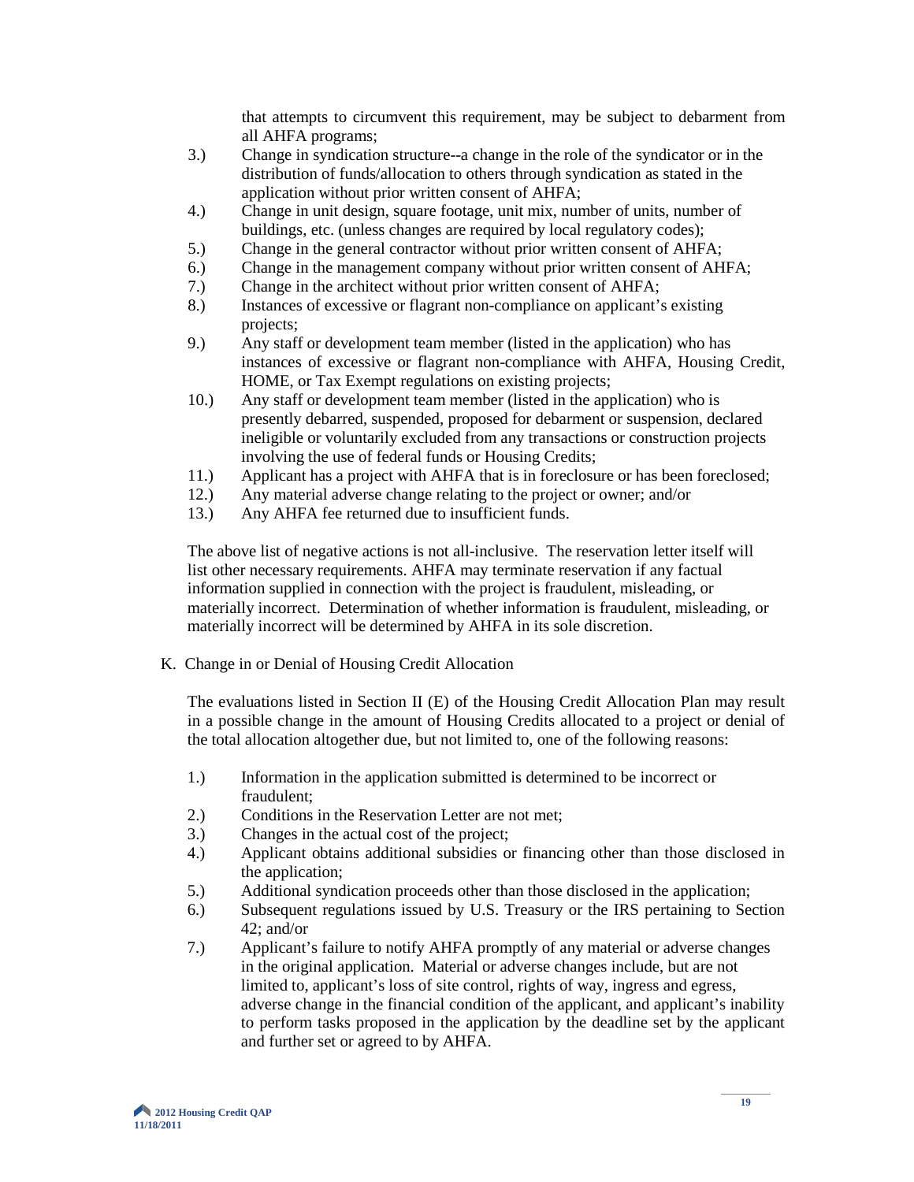that attempts to circumvent this requirement, may be subject to debarment from all AHFA programs;

3.) Change in syndication structure--a change in the role of the syndicator or in the distribution of funds/allocation to others through syndication as stated in the application without prior written consent of AHFA;
4.) Change in unit design, square footage, unit mix, number of units, number of buildings, etc. (unless changes are required by local regulatory codes);
5.) Change in the general contractor without prior written consent of AHFA;
6.) Change in the management company without prior written consent of AHFA;
7.) Change in the architect without prior written consent of AHFA;
8.) Instances of excessive or flagrant non-compliance on applicant's existing projects;
9.) Any staff or development team member (listed in the application) who has instances of excessive or flagrant non-compliance with AHFA, Housing Credit, HOME, or Tax Exempt regulations on existing projects;
10.) Any staff or development team member (listed in the application) who is presently debarred, suspended, proposed for debarment or suspension, declared ineligible or voluntarily excluded from any transactions or construction projects involving the use of federal funds or Housing Credits;
11.) Applicant has a project with AHFA that is in foreclosure or has been foreclosed;
12.) Any material adverse change relating to the project or owner; and/or
13.) Any AHFA fee returned due to insufficient funds.

The above list of negative actions is not all-inclusive. The reservation letter itself will list other necessary requirements. AHFA may terminate reservation if any factual information supplied in connection with the project is fraudulent, misleading, or materially incorrect. Determination of whether information is fraudulent, misleading, or materially incorrect will be determined by AHFA in its sole discretion.

K. Change in or Denial of Housing Credit Allocation

The evaluations listed in Section II (E) of the Housing Credit Allocation Plan may result in a possible change in the amount of Housing Credits allocated to a project or denial of the total allocation altogether due, but not limited to, one of the following reasons:

1.) Information in the application submitted is determined to be incorrect or fraudulent;
2.) Conditions in the Reservation Letter are not met;
3.) Changes in the actual cost of the project;
4.) Applicant obtains additional subsidies or financing other than those disclosed in the application;
5.) Additional syndication proceeds other than those disclosed in the application;
6.) Subsequent regulations issued by U.S. Treasury or the IRS pertaining to Section 42; and/or
7.) Applicant's failure to notify AHFA promptly of any material or adverse changes in the original application. Material or adverse changes include, but are not limited to, applicant's loss of site control, rights of way, ingress and egress, adverse change in the financial condition of the applicant, and applicant's inability to perform tasks proposed in the application by the deadline set by the applicant and further set or agreed to by AHFA.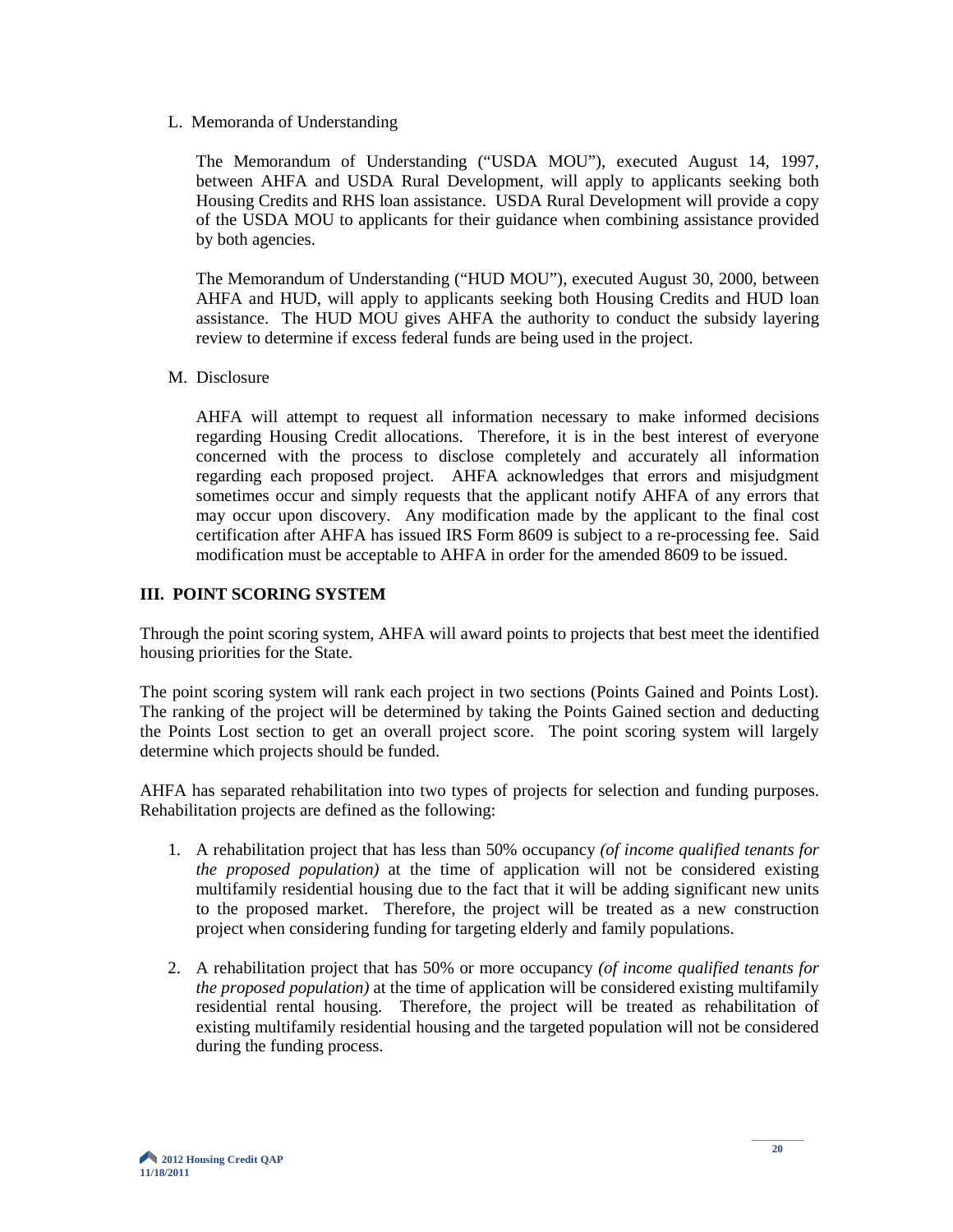L. Memoranda of Understanding

The Memorandum of Understanding ("USDA MOU"), executed August 14, 1997, between AHFA and USDA Rural Development, will apply to applicants seeking both Housing Credits and RHS loan assistance. USDA Rural Development will provide a copy of the USDA MOU to applicants for their guidance when combining assistance provided by both agencies.

The Memorandum of Understanding ("HUD MOU"), executed August 30, 2000, between AHFA and HUD, will apply to applicants seeking both Housing Credits and HUD loan assistance. The HUD MOU gives AHFA the authority to conduct the subsidy layering review to determine if excess federal funds are being used in the project.

M. Disclosure

AHFA will attempt to request all information necessary to make informed decisions regarding Housing Credit allocations. Therefore, it is in the best interest of everyone concerned with the process to disclose completely and accurately all information regarding each proposed project. AHFA acknowledges that errors and misjudgment sometimes occur and simply requests that the applicant notify AHFA of any errors that may occur upon discovery. Any modification made by the applicant to the final cost certification after AHFA has issued IRS Form 8609 is subject to a re-processing fee. Said modification must be acceptable to AHFA in order for the amended 8609 to be issued.

## III. POINT SCORING SYSTEM

Through the point scoring system, AHFA will award points to projects that best meet the identified housing priorities for the State.

The point scoring system will rank each project in two sections (Points Gained and Points Lost). The ranking of the project will be determined by taking the Points Gained section and deducting the Points Lost section to get an overall project score. The point scoring system will largely determine which projects should be funded.

AHFA has separated rehabilitation into two types of projects for selection and funding purposes. Rehabilitation projects are defined as the following:

1. A rehabilitation project that has less than 50% occupancy *(of income qualified tenants for the proposed population)* at the time of application will not be considered existing multifamily residential housing due to the fact that it will be adding significant new units to the proposed market. Therefore, the project will be treated as a new construction project when considering funding for targeting elderly and family populations.

2. A rehabilitation project that has 50% or more occupancy *(of income qualified tenants for the proposed population)* at the time of application will be considered existing multifamily residential rental housing. Therefore, the project will be treated as rehabilitation of existing multifamily residential housing and the targeted population will not be considered during the funding process.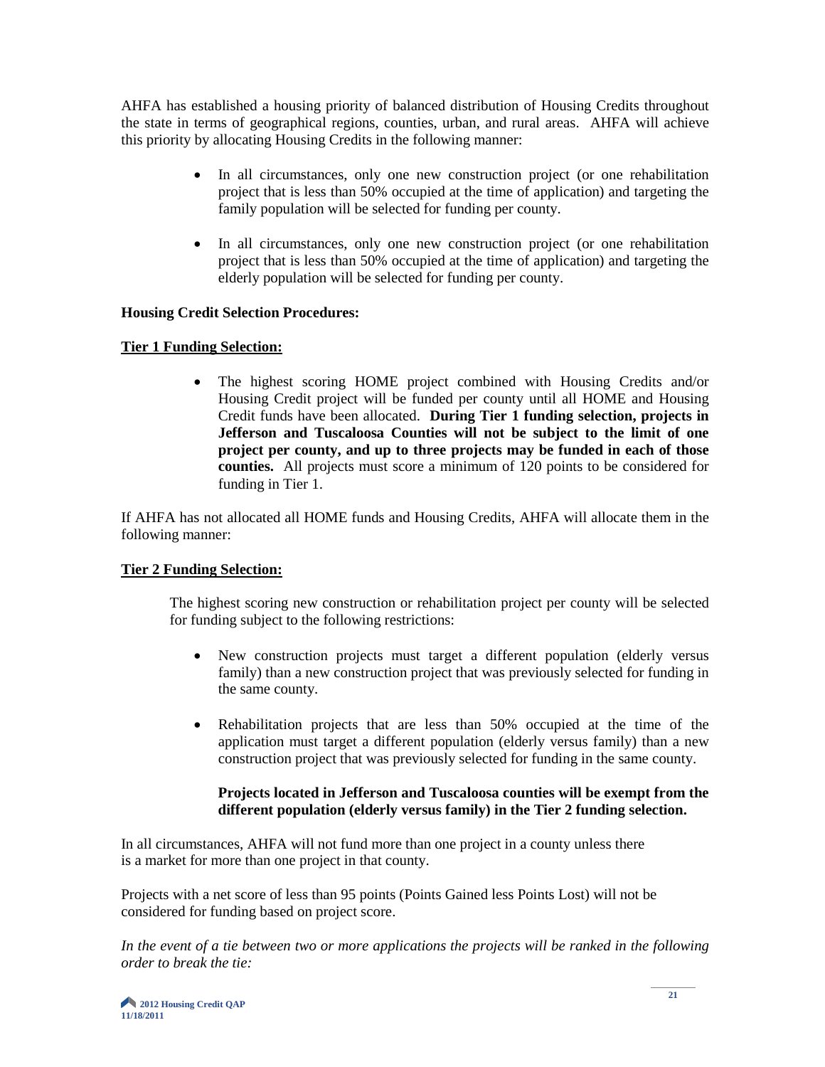AHFA has established a housing priority of balanced distribution of Housing Credits throughout the state in terms of geographical regions, counties, urban, and rural areas. AHFA will achieve this priority by allocating Housing Credits in the following manner:

- In all circumstances, only one new construction project (or one rehabilitation project that is less than 50% occupied at the time of application) and targeting the family population will be selected for funding per county.
- In all circumstances, only one new construction project (or one rehabilitation project that is less than 50% occupied at the time of application) and targeting the elderly population will be selected for funding per county.

**Housing Credit Selection Procedures:**

**Tier 1 Funding Selection:**

- The highest scoring HOME project combined with Housing Credits and/or Housing Credit project will be funded per county until all HOME and Housing Credit funds have been allocated. **During Tier 1 funding selection, projects in Jefferson and Tuscaloosa Counties will not be subject to the limit of one project per county, and up to three projects may be funded in each of those counties.** All projects must score a minimum of 120 points to be considered for funding in Tier 1.

If AHFA has not allocated all HOME funds and Housing Credits, AHFA will allocate them in the following manner:

**Tier 2 Funding Selection:**

The highest scoring new construction or rehabilitation project per county will be selected for funding subject to the following restrictions:

- New construction projects must target a different population (elderly versus family) than a new construction project that was previously selected for funding in the same county.
- Rehabilitation projects that are less than 50% occupied at the time of the application must target a different population (elderly versus family) than a new construction project that was previously selected for funding in the same county.

**Projects located in Jefferson and Tuscaloosa counties will be exempt from the different population (elderly versus family) in the Tier 2 funding selection.**

In all circumstances, AHFA will not fund more than one project in a county unless there is a market for more than one project in that county.

Projects with a net score of less than 95 points (Points Gained less Points Lost) will not be considered for funding based on project score.

*In the event of a tie between two or more applications the projects will be ranked in the following order to break the tie:*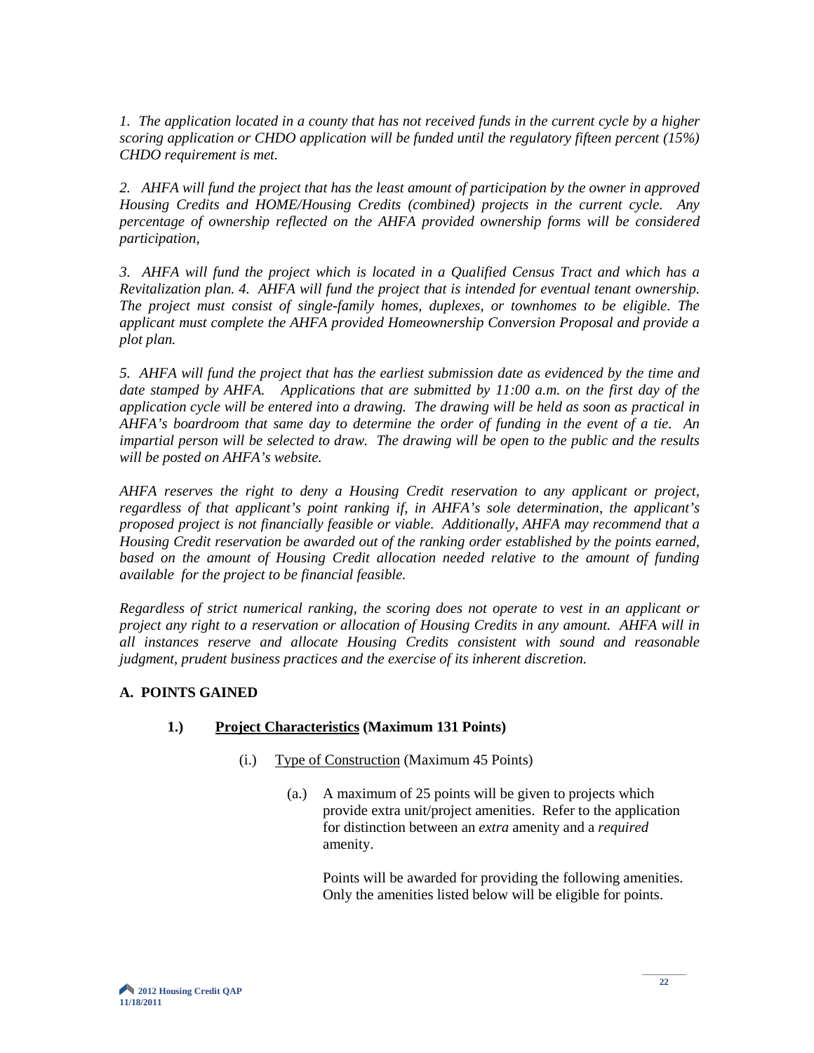*1. The application located in a county that has not received funds in the current cycle by a higher scoring application or CHDO application will be funded until the regulatory fifteen percent (15%) CHDO requirement is met.*

*2. AHFA will fund the project that has the least amount of participation by the owner in approved Housing Credits and HOME/Housing Credits (combined) projects in the current cycle. Any percentage of ownership reflected on the AHFA provided ownership forms will be considered participation,*

*3. AHFA will fund the project which is located in a Qualified Census Tract and which has a Revitalization plan. 4. AHFA will fund the project that is intended for eventual tenant ownership. The project must consist of single-family homes, duplexes, or townhomes to be eligible. The applicant must complete the AHFA provided Homeownership Conversion Proposal and provide a plot plan.*

*5. AHFA will fund the project that has the earliest submission date as evidenced by the time and date stamped by AHFA. Applications that are submitted by 11:00 a.m. on the first day of the application cycle will be entered into a drawing. The drawing will be held as soon as practical in AHFA's boardroom that same day to determine the order of funding in the event of a tie. An impartial person will be selected to draw. The drawing will be open to the public and the results will be posted on AHFA's website.*

*AHFA reserves the right to deny a Housing Credit reservation to any applicant or project, regardless of that applicant's point ranking if, in AHFA's sole determination, the applicant's proposed project is not financially feasible or viable. Additionally, AHFA may recommend that a Housing Credit reservation be awarded out of the ranking order established by the points earned, based on the amount of Housing Credit allocation needed relative to the amount of funding available for the project to be financial feasible.*

*Regardless of strict numerical ranking, the scoring does not operate to vest in an applicant or project any right to a reservation or allocation of Housing Credits in any amount. AHFA will in all instances reserve and allocate Housing Credits consistent with sound and reasonable judgment, prudent business practices and the exercise of its inherent discretion.*

## A. POINTS GAINED

### 1.) <u>Project Characteristics</u> (Maximum 131 Points)

(i.) <u>Type of Construction</u> (Maximum 45 Points)

(a.) A maximum of 25 points will be given to projects which provide extra unit/project amenities. Refer to the application for distinction between an *extra* amenity and a *required* amenity.

Points will be awarded for providing the following amenities. Only the amenities listed below will be eligible for points.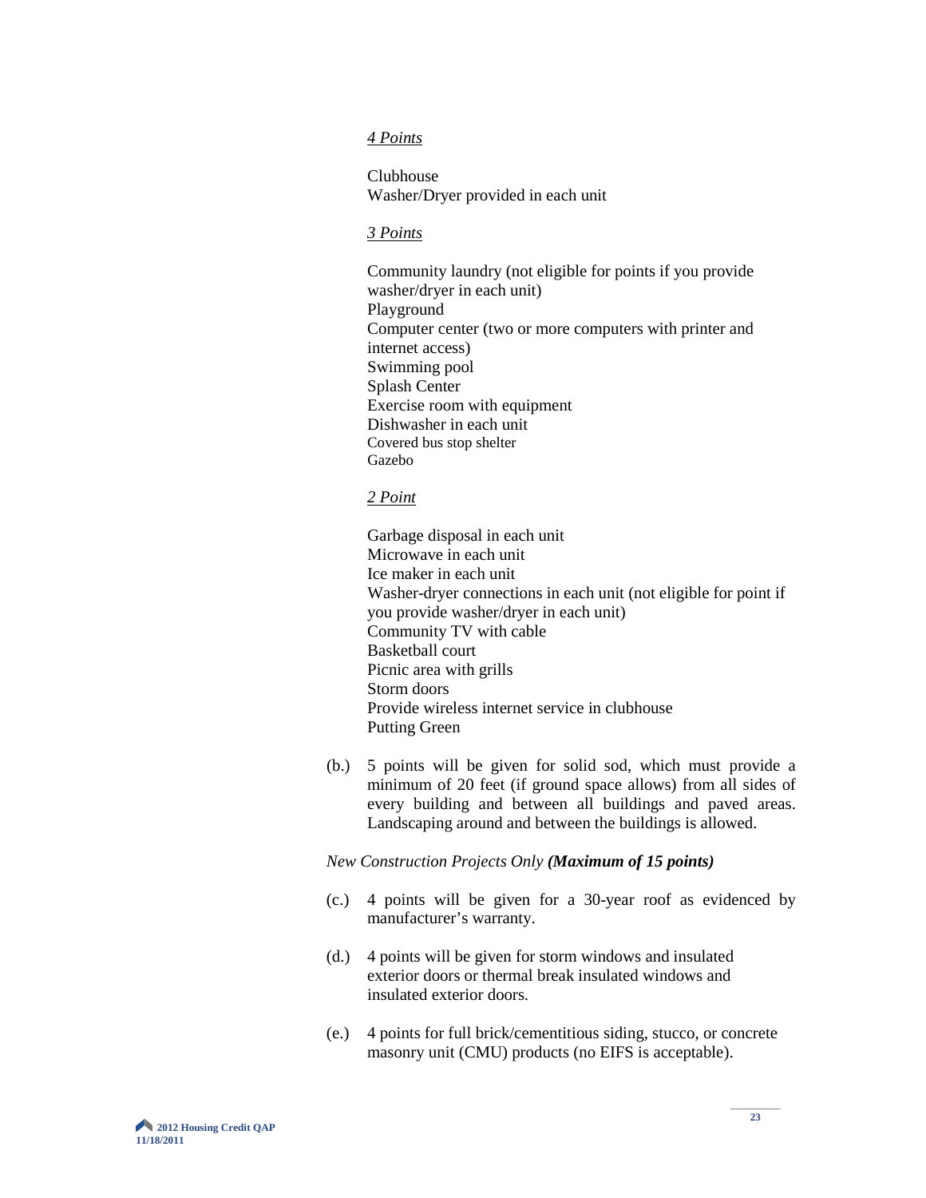*4 Points*

Clubhouse
Washer/Dryer provided in each unit

*3 Points*

Community laundry (not eligible for points if you provide washer/dryer in each unit)
Playground
Computer center (two or more computers with printer and internet access)
Swimming pool
Splash Center
Exercise room with equipment
Dishwasher in each unit
Covered bus stop shelter
Gazebo

*2 Point*

Garbage disposal in each unit
Microwave in each unit
Ice maker in each unit
Washer-dryer connections in each unit (not eligible for point if you provide washer/dryer in each unit)
Community TV with cable
Basketball court
Picnic area with grills
Storm doors
Provide wireless internet service in clubhouse
Putting Green

(b.) 5 points will be given for solid sod, which must provide a minimum of 20 feet (if ground space allows) from all sides of every building and between all buildings and paved areas. Landscaping around and between the buildings is allowed.

*New Construction Projects Only* ***(Maximum of 15 points)***

(c.) 4 points will be given for a 30-year roof as evidenced by manufacturer's warranty.

(d.) 4 points will be given for storm windows and insulated exterior doors or thermal break insulated windows and insulated exterior doors.

(e.) 4 points for full brick/cementitious siding, stucco, or concrete masonry unit (CMU) products (no EIFS is acceptable).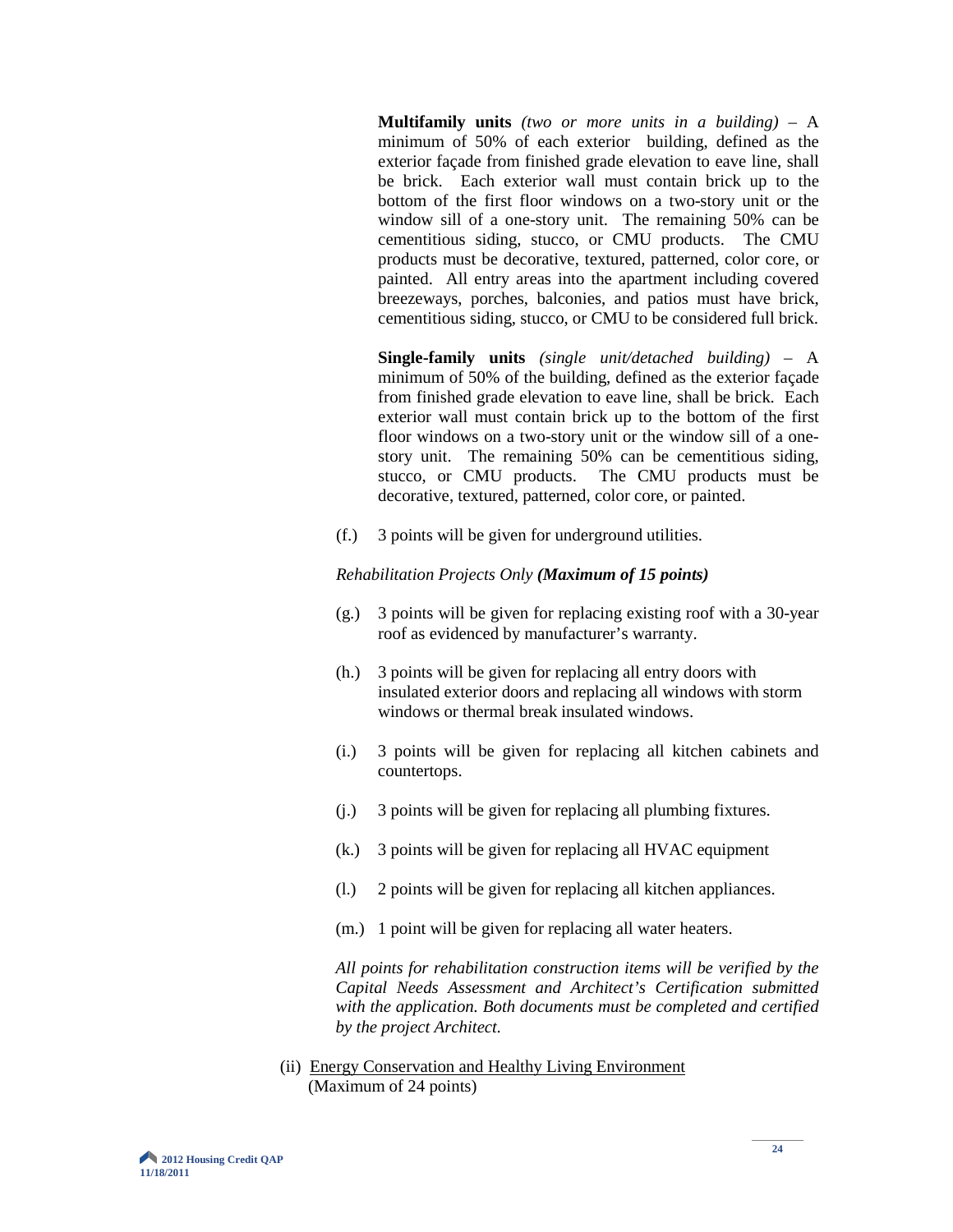**Multifamily units** *(two or more units in a building)* – A minimum of 50% of each exterior building, defined as the exterior façade from finished grade elevation to eave line, shall be brick. Each exterior wall must contain brick up to the bottom of the first floor windows on a two-story unit or the window sill of a one-story unit. The remaining 50% can be cementitious siding, stucco, or CMU products. The CMU products must be decorative, textured, patterned, color core, or painted. All entry areas into the apartment including covered breezeways, porches, balconies, and patios must have brick, cementitious siding, stucco, or CMU to be considered full brick.

**Single-family units** *(single unit/detached building)* – A minimum of 50% of the building, defined as the exterior façade from finished grade elevation to eave line, shall be brick. Each exterior wall must contain brick up to the bottom of the first floor windows on a two-story unit or the window sill of a one-story unit. The remaining 50% can be cementitious siding, stucco, or CMU products. The CMU products must be decorative, textured, patterned, color core, or painted.

(f.) 3 points will be given for underground utilities.

*Rehabilitation Projects Only* ***(Maximum of 15 points)***

(g.) 3 points will be given for replacing existing roof with a 30-year roof as evidenced by manufacturer's warranty.

(h.) 3 points will be given for replacing all entry doors with insulated exterior doors and replacing all windows with storm windows or thermal break insulated windows.

(i.) 3 points will be given for replacing all kitchen cabinets and countertops.

(j.) 3 points will be given for replacing all plumbing fixtures.

(k.) 3 points will be given for replacing all HVAC equipment

(l.) 2 points will be given for replacing all kitchen appliances.

(m.) 1 point will be given for replacing all water heaters.

*All points for rehabilitation construction items will be verified by the Capital Needs Assessment and Architect's Certification submitted with the application. Both documents must be completed and certified by the project Architect.*

(ii) Energy Conservation and Healthy Living Environment
(Maximum of 24 points)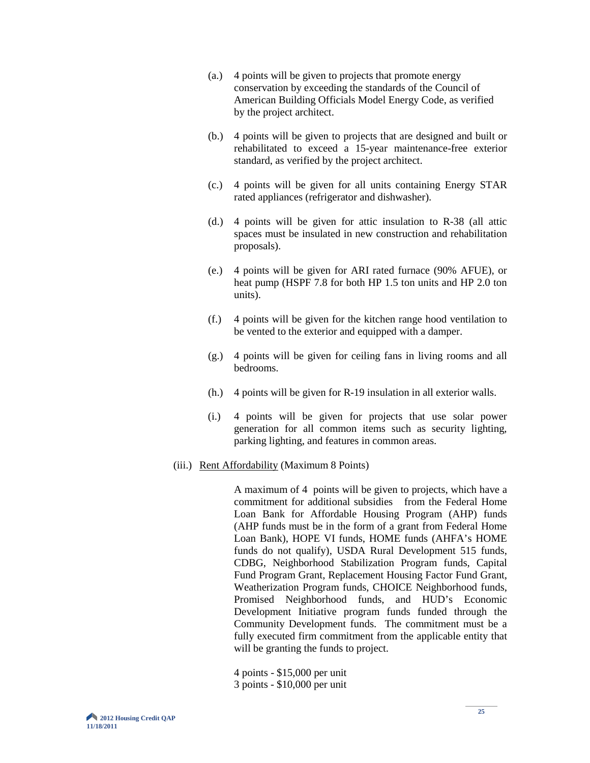(a.) 4 points will be given to projects that promote energy conservation by exceeding the standards of the Council of American Building Officials Model Energy Code, as verified by the project architect.

(b.) 4 points will be given to projects that are designed and built or rehabilitated to exceed a 15-year maintenance-free exterior standard, as verified by the project architect.

(c.) 4 points will be given for all units containing Energy STAR rated appliances (refrigerator and dishwasher).

(d.) 4 points will be given for attic insulation to R-38 (all attic spaces must be insulated in new construction and rehabilitation proposals).

(e.) 4 points will be given for ARI rated furnace (90% AFUE), or heat pump (HSPF 7.8 for both HP 1.5 ton units and HP 2.0 ton units).

(f.) 4 points will be given for the kitchen range hood ventilation to be vented to the exterior and equipped with a damper.

(g.) 4 points will be given for ceiling fans in living rooms and all bedrooms.

(h.) 4 points will be given for R-19 insulation in all exterior walls.

(i.) 4 points will be given for projects that use solar power generation for all common items such as security lighting, parking lighting, and features in common areas.

(iii.) Rent Affordability (Maximum 8 Points)

A maximum of 4 points will be given to projects, which have a commitment for additional subsidies from the Federal Home Loan Bank for Affordable Housing Program (AHP) funds (AHP funds must be in the form of a grant from Federal Home Loan Bank), HOPE VI funds, HOME funds (AHFA's HOME funds do not qualify), USDA Rural Development 515 funds, CDBG, Neighborhood Stabilization Program funds, Capital Fund Program Grant, Replacement Housing Factor Fund Grant, Weatherization Program funds, CHOICE Neighborhood funds, Promised Neighborhood funds, and HUD's Economic Development Initiative program funds funded through the Community Development funds. The commitment must be a fully executed firm commitment from the applicable entity that will be granting the funds to project.

4 points - $15,000 per unit
3 points - $10,000 per unit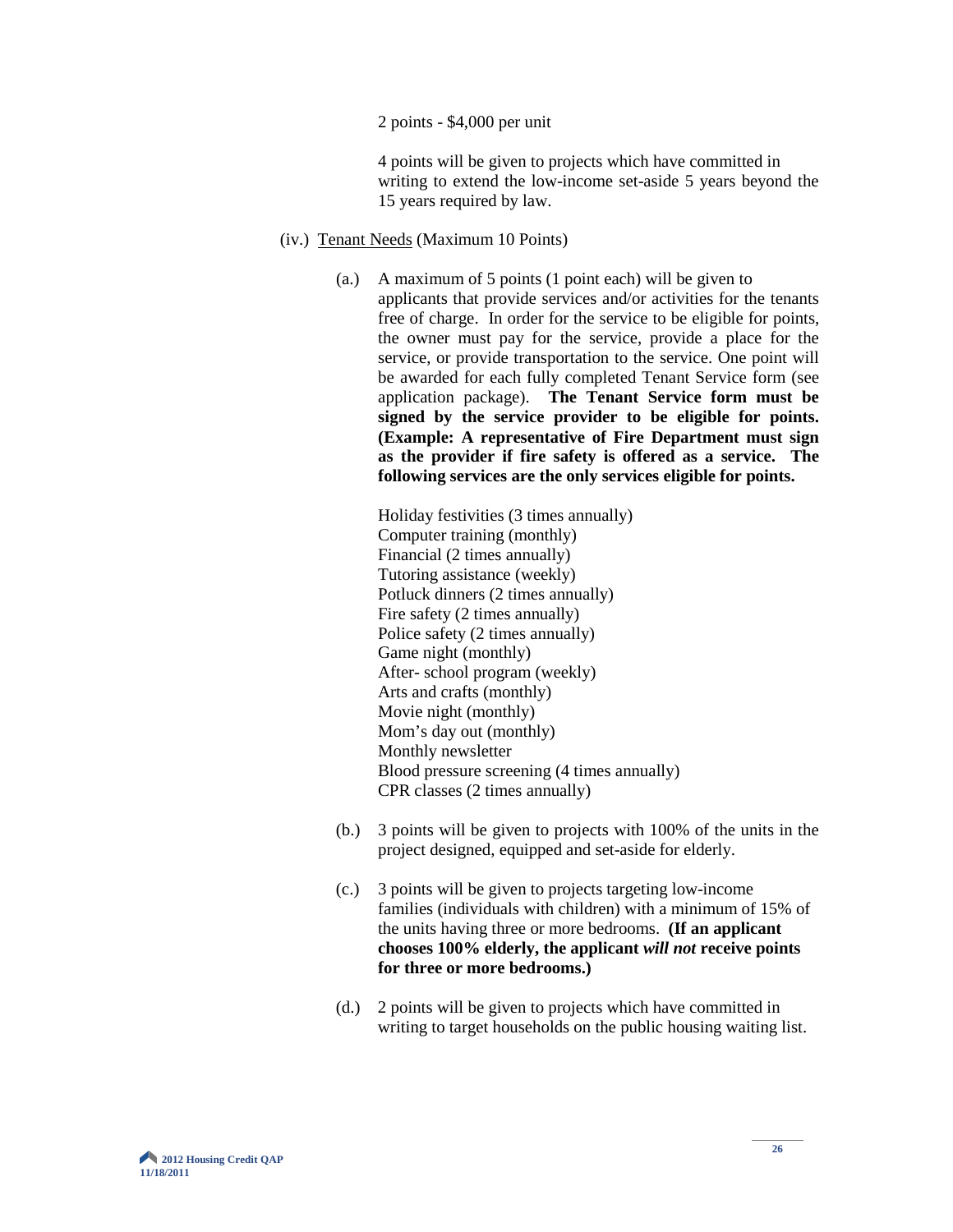2 points - $4,000 per unit

4 points will be given to projects which have committed in writing to extend the low-income set-aside 5 years beyond the 15 years required by law.

(iv.) Tenant Needs (Maximum 10 Points)

(a.) A maximum of 5 points (1 point each) will be given to applicants that provide services and/or activities for the tenants free of charge. In order for the service to be eligible for points, the owner must pay for the service, provide a place for the service, or provide transportation to the service. One point will be awarded for each fully completed Tenant Service form (see application package). **The Tenant Service form must be signed by the service provider to be eligible for points. (Example: A representative of Fire Department must sign as the provider if fire safety is offered as a service. The following services are the only services eligible for points.**

Holiday festivities (3 times annually)
Computer training (monthly)
Financial (2 times annually)
Tutoring assistance (weekly)
Potluck dinners (2 times annually)
Fire safety (2 times annually)
Police safety (2 times annually)
Game night (monthly)
After- school program (weekly)
Arts and crafts (monthly)
Movie night (monthly)
Mom's day out (monthly)
Monthly newsletter
Blood pressure screening (4 times annually)
CPR classes (2 times annually)

(b.) 3 points will be given to projects with 100% of the units in the project designed, equipped and set-aside for elderly.

(c.) 3 points will be given to projects targeting low-income families (individuals with children) with a minimum of 15% of the units having three or more bedrooms. **(If an applicant chooses 100% elderly, the applicant *will not* receive points for three or more bedrooms.)**

(d.) 2 points will be given to projects which have committed in writing to target households on the public housing waiting list.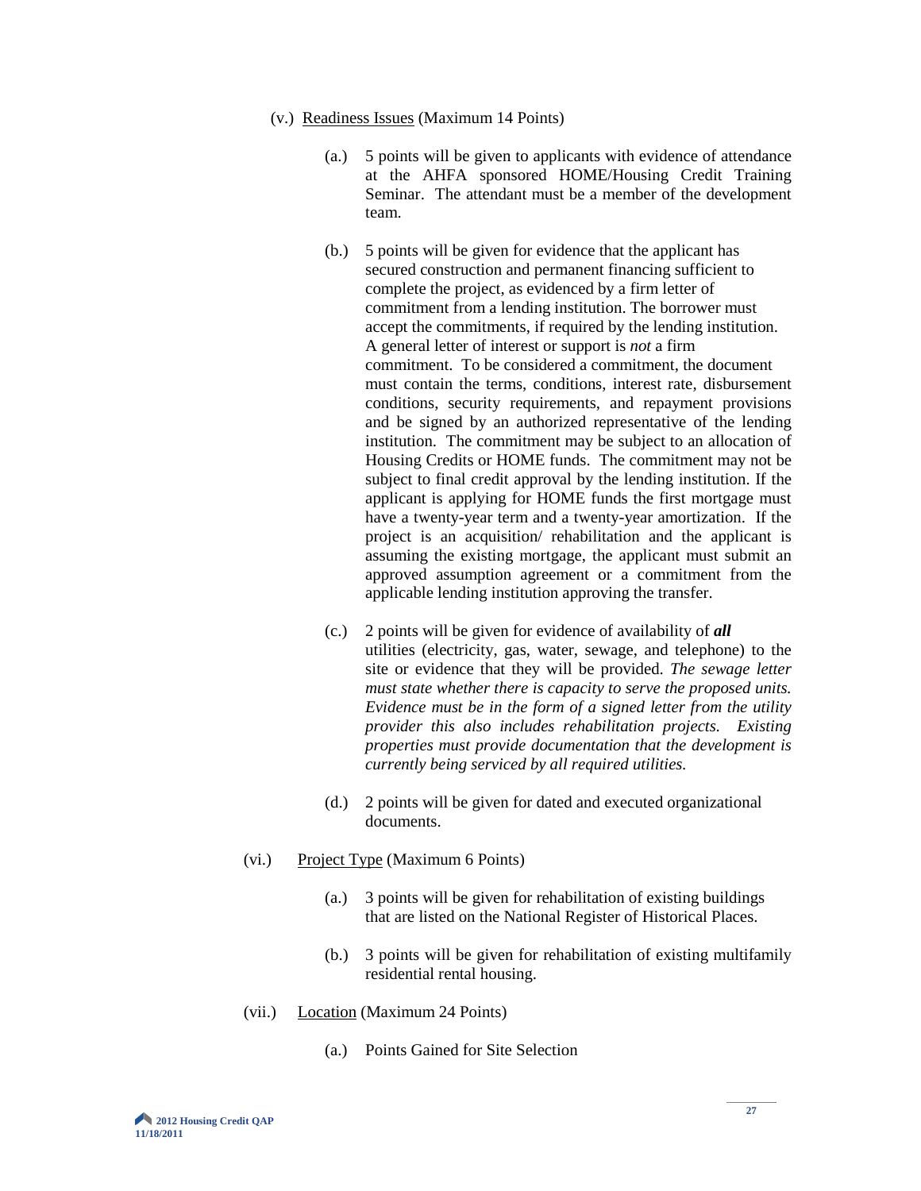(v.) Readiness Issues (Maximum 14 Points)

(a.) 5 points will be given to applicants with evidence of attendance at the AHFA sponsored HOME/Housing Credit Training Seminar. The attendant must be a member of the development team.

(b.) 5 points will be given for evidence that the applicant has secured construction and permanent financing sufficient to complete the project, as evidenced by a firm letter of commitment from a lending institution. The borrower must accept the commitments, if required by the lending institution. A general letter of interest or support is *not* a firm commitment. To be considered a commitment, the document must contain the terms, conditions, interest rate, disbursement conditions, security requirements, and repayment provisions and be signed by an authorized representative of the lending institution. The commitment may be subject to an allocation of Housing Credits or HOME funds. The commitment may not be subject to final credit approval by the lending institution. If the applicant is applying for HOME funds the first mortgage must have a twenty-year term and a twenty-year amortization. If the project is an acquisition/ rehabilitation and the applicant is assuming the existing mortgage, the applicant must submit an approved assumption agreement or a commitment from the applicable lending institution approving the transfer.

(c.) 2 points will be given for evidence of availability of ***all*** utilities (electricity, gas, water, sewage, and telephone) to the site or evidence that they will be provided. *The sewage letter must state whether there is capacity to serve the proposed units. Evidence must be in the form of a signed letter from the utility provider this also includes rehabilitation projects. Existing properties must provide documentation that the development is currently being serviced by all required utilities.*

(d.) 2 points will be given for dated and executed organizational documents.

(vi.) Project Type (Maximum 6 Points)

(a.) 3 points will be given for rehabilitation of existing buildings that are listed on the National Register of Historical Places.

(b.) 3 points will be given for rehabilitation of existing multifamily residential rental housing.

(vii.) Location (Maximum 24 Points)

(a.) Points Gained for Site Selection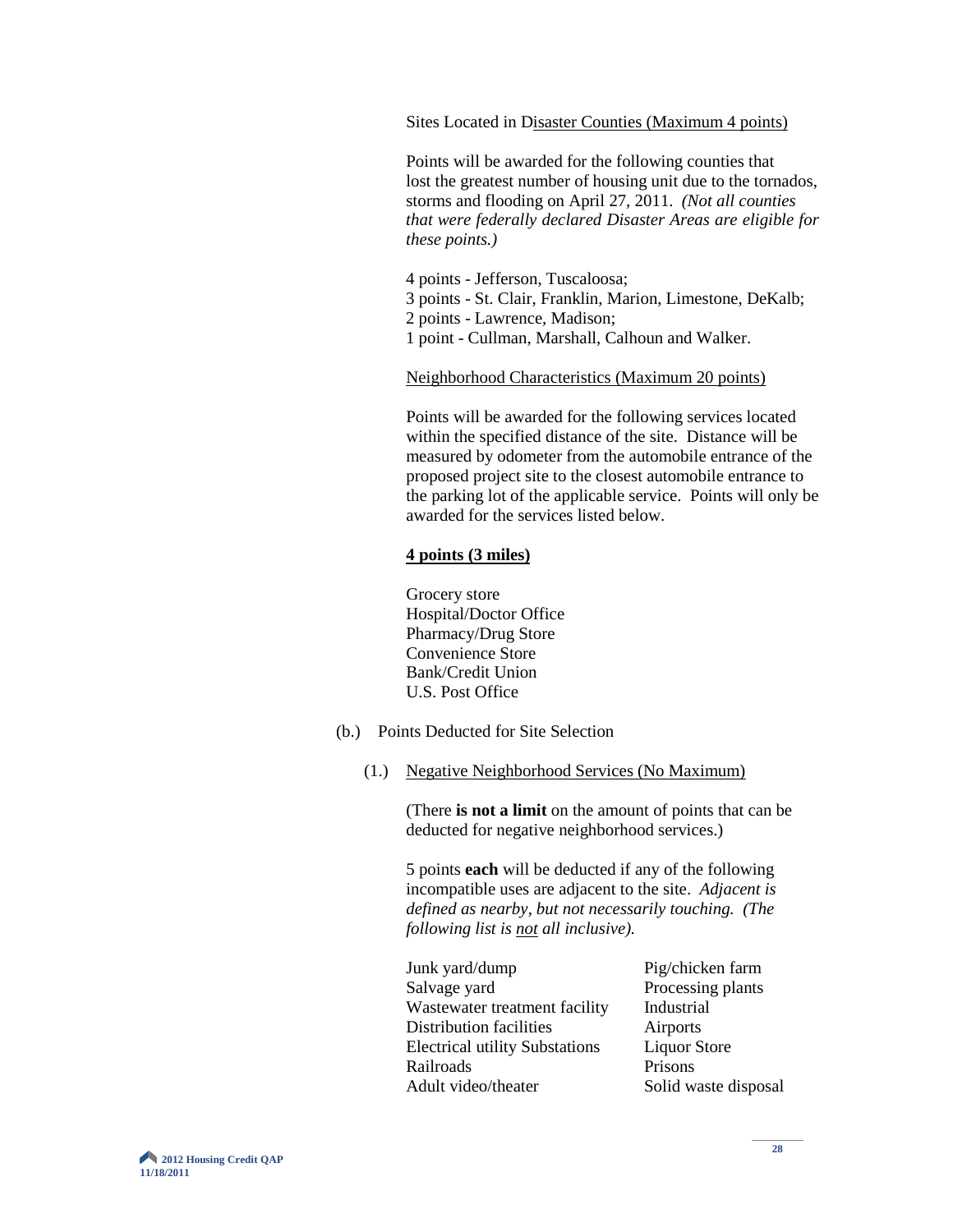Sites Located in Disaster Counties (Maximum 4 points)

Points will be awarded for the following counties that lost the greatest number of housing unit due to the tornados, storms and flooding on April 27, 2011. *(Not all counties that were federally declared Disaster Areas are eligible for these points.)*

4 points - Jefferson, Tuscaloosa;
3 points - St. Clair, Franklin, Marion, Limestone, DeKalb;
2 points - Lawrence, Madison;
1 point - Cullman, Marshall, Calhoun and Walker.

Neighborhood Characteristics (Maximum 20 points)

Points will be awarded for the following services located within the specified distance of the site. Distance will be measured by odometer from the automobile entrance of the proposed project site to the closest automobile entrance to the parking lot of the applicable service. Points will only be awarded for the services listed below.

**4 points (3 miles)**

Grocery store
Hospital/Doctor Office
Pharmacy/Drug Store
Convenience Store
Bank/Credit Union
U.S. Post Office

(b.) Points Deducted for Site Selection

(1.) Negative Neighborhood Services (No Maximum)

(There **is not a limit** on the amount of points that can be deducted for negative neighborhood services.)

5 points **each** will be deducted if any of the following incompatible uses are adjacent to the site. *Adjacent is defined as nearby, but not necessarily touching. (The following list is not all inclusive).*

Junk yard/dump
Salvage yard
Wastewater treatment facility
Distribution facilities
Electrical utility Substations
Railroads
Adult video/theater
Pig/chicken farm
Processing plants
Industrial
Airports
Liquor Store
Prisons
Solid waste disposal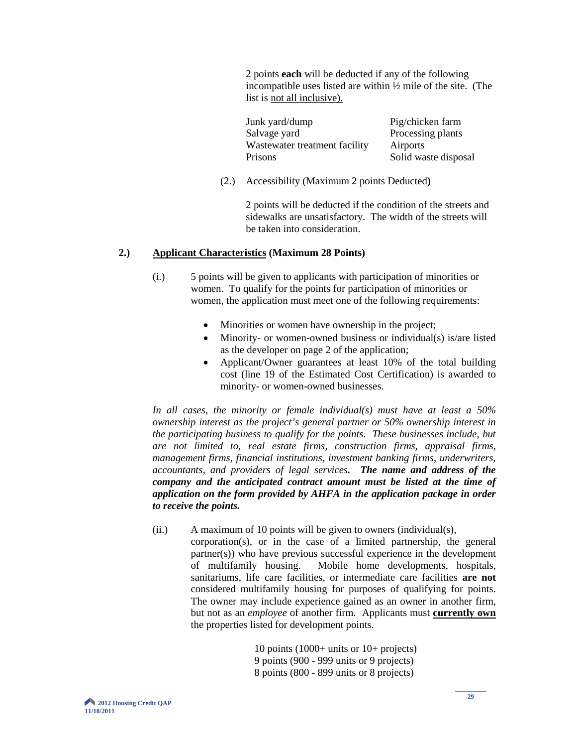2 points **each** will be deducted if any of the following incompatible uses listed are within ½ mile of the site. (The list is not all inclusive).

| | |
|---|---|
| Junk yard/dump | Pig/chicken farm |
| Salvage yard | Processing plants |
| Wastewater treatment facility | Airports |
| Prisons | Solid waste disposal |

(2.) Accessibility (Maximum 2 points Deducted**)**

2 points will be deducted if the condition of the streets and sidewalks are unsatisfactory. The width of the streets will be taken into consideration.

**2.) Applicant Characteristics (Maximum 28 Points)**

(i.) 5 points will be given to applicants with participation of minorities or women. To qualify for the points for participation of minorities or women, the application must meet one of the following requirements:

- Minorities or women have ownership in the project;
- Minority- or women-owned business or individual(s) is/are listed as the developer on page 2 of the application;
- Applicant/Owner guarantees at least 10% of the total building cost (line 19 of the Estimated Cost Certification) is awarded to minority- or women-owned businesses.

*In all cases, the minority or female individual(s) must have at least a 50% ownership interest as the project's general partner or 50% ownership interest in the participating business to qualify for the points. These businesses include, but are not limited to, real estate firms, construction firms, appraisal firms, management firms, financial institutions, investment banking firms, underwriters, accountants, and providers of legal services.* ***The name and address of the company and the anticipated contract amount must be listed at the time of application on the form provided by AHFA in the application package in order to receive the points.***

(ii.) A maximum of 10 points will be given to owners (individual(s), corporation(s), or in the case of a limited partnership, the general partner(s)) who have previous successful experience in the development of multifamily housing. Mobile home developments, hospitals, sanitariums, life care facilities, or intermediate care facilities **are not** considered multifamily housing for purposes of qualifying for points. The owner may include experience gained as an owner in another firm, but not as an *employee* of another firm. Applicants must **currently own** the properties listed for development points.

10 points (1000+ units or 10+ projects)
9 points (900 - 999 units or 9 projects)
8 points (800 - 899 units or 8 projects)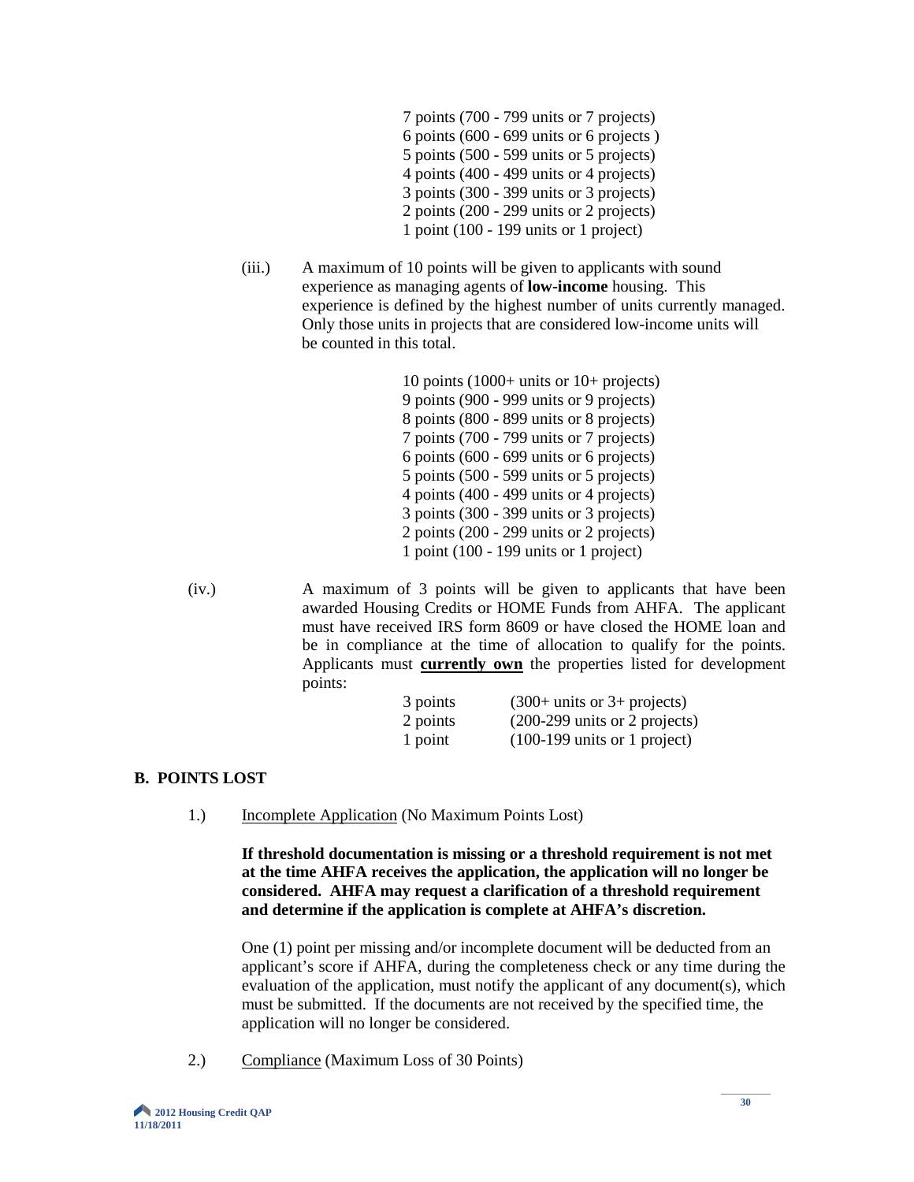7 points (700 - 799 units or 7 projects)
6 points (600 - 699 units or 6 projects )
5 points (500 - 599 units or 5 projects)
4 points (400 - 499 units or 4 projects)
3 points (300 - 399 units or 3 projects)
2 points (200 - 299 units or 2 projects)
1 point (100 - 199 units or 1 project)

(iii.) A maximum of 10 points will be given to applicants with sound experience as managing agents of **low-income** housing. This experience is defined by the highest number of units currently managed. Only those units in projects that are considered low-income units will be counted in this total.

10 points (1000+ units or 10+ projects)
9 points (900 - 999 units or 9 projects)
8 points (800 - 899 units or 8 projects)
7 points (700 - 799 units or 7 projects)
6 points (600 - 699 units or 6 projects)
5 points (500 - 599 units or 5 projects)
4 points (400 - 499 units or 4 projects)
3 points (300 - 399 units or 3 projects)
2 points (200 - 299 units or 2 projects)
1 point (100 - 199 units or 1 project)

(iv.) A maximum of 3 points will be given to applicants that have been awarded Housing Credits or HOME Funds from AHFA. The applicant must have received IRS form 8609 or have closed the HOME loan and be in compliance at the time of allocation to qualify for the points. Applicants must **currently own** the properties listed for development points:

| | |
|---|---|
| 3 points | (300+ units or 3+ projects) |
| 2 points | (200-299 units or 2 projects) |
| 1 point | (100-199 units or 1 project) |

## B. POINTS LOST

1.) Incomplete Application (No Maximum Points Lost)

**If threshold documentation is missing or a threshold requirement is not met at the time AHFA receives the application, the application will no longer be considered. AHFA may request a clarification of a threshold requirement and determine if the application is complete at AHFA's discretion.**

One (1) point per missing and/or incomplete document will be deducted from an applicant's score if AHFA, during the completeness check or any time during the evaluation of the application, must notify the applicant of any document(s), which must be submitted. If the documents are not received by the specified time, the application will no longer be considered.

2.) Compliance (Maximum Loss of 30 Points)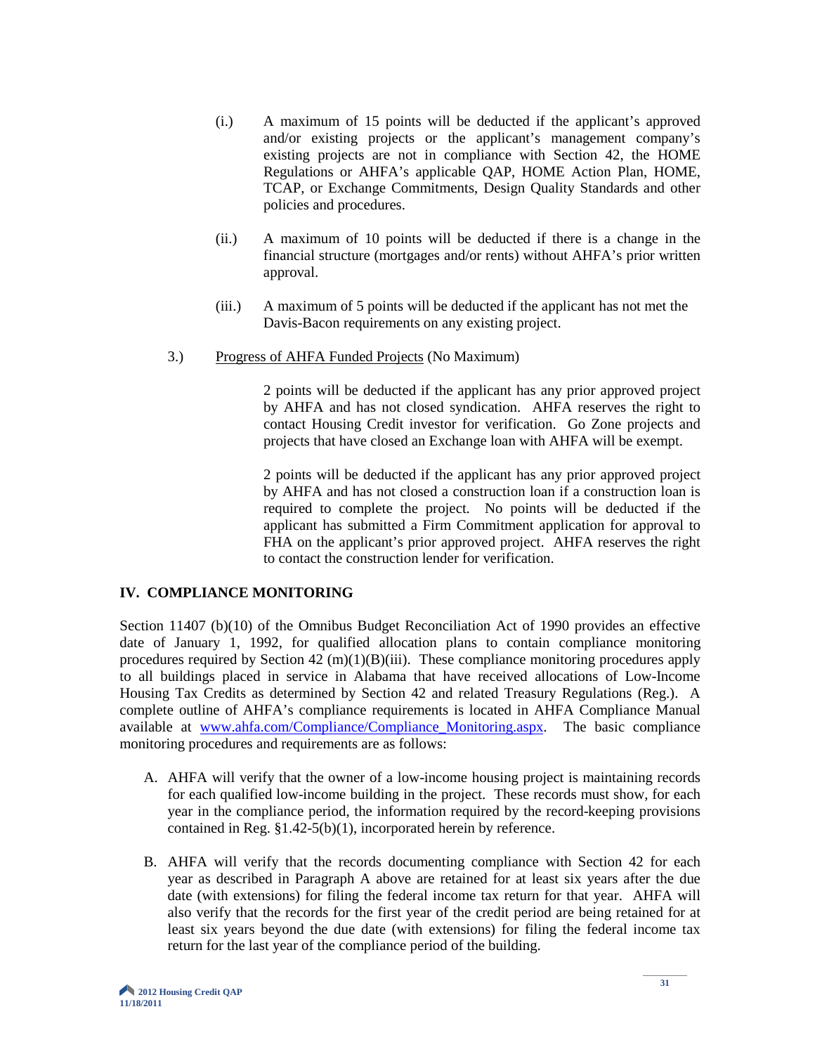(i.) A maximum of 15 points will be deducted if the applicant's approved and/or existing projects or the applicant's management company's existing projects are not in compliance with Section 42, the HOME Regulations or AHFA's applicable QAP, HOME Action Plan, HOME, TCAP, or Exchange Commitments, Design Quality Standards and other policies and procedures.

(ii.) A maximum of 10 points will be deducted if there is a change in the financial structure (mortgages and/or rents) without AHFA's prior written approval.

(iii.) A maximum of 5 points will be deducted if the applicant has not met the Davis-Bacon requirements on any existing project.

3.) Progress of AHFA Funded Projects (No Maximum)

2 points will be deducted if the applicant has any prior approved project by AHFA and has not closed syndication. AHFA reserves the right to contact Housing Credit investor for verification. Go Zone projects and projects that have closed an Exchange loan with AHFA will be exempt.

2 points will be deducted if the applicant has any prior approved project by AHFA and has not closed a construction loan if a construction loan is required to complete the project. No points will be deducted if the applicant has submitted a Firm Commitment application for approval to FHA on the applicant's prior approved project. AHFA reserves the right to contact the construction lender for verification.

## IV. COMPLIANCE MONITORING

Section 11407 (b)(10) of the Omnibus Budget Reconciliation Act of 1990 provides an effective date of January 1, 1992, for qualified allocation plans to contain compliance monitoring procedures required by Section 42 (m)(1)(B)(iii). These compliance monitoring procedures apply to all buildings placed in service in Alabama that have received allocations of Low-Income Housing Tax Credits as determined by Section 42 and related Treasury Regulations (Reg.). A complete outline of AHFA's compliance requirements is located in AHFA Compliance Manual available at www.ahfa.com/Compliance/Compliance_Monitoring.aspx. The basic compliance monitoring procedures and requirements are as follows:

A. AHFA will verify that the owner of a low-income housing project is maintaining records for each qualified low-income building in the project. These records must show, for each year in the compliance period, the information required by the record-keeping provisions contained in Reg. §1.42-5(b)(1), incorporated herein by reference.

B. AHFA will verify that the records documenting compliance with Section 42 for each year as described in Paragraph A above are retained for at least six years after the due date (with extensions) for filing the federal income tax return for that year. AHFA will also verify that the records for the first year of the credit period are being retained for at least six years beyond the due date (with extensions) for filing the federal income tax return for the last year of the compliance period of the building.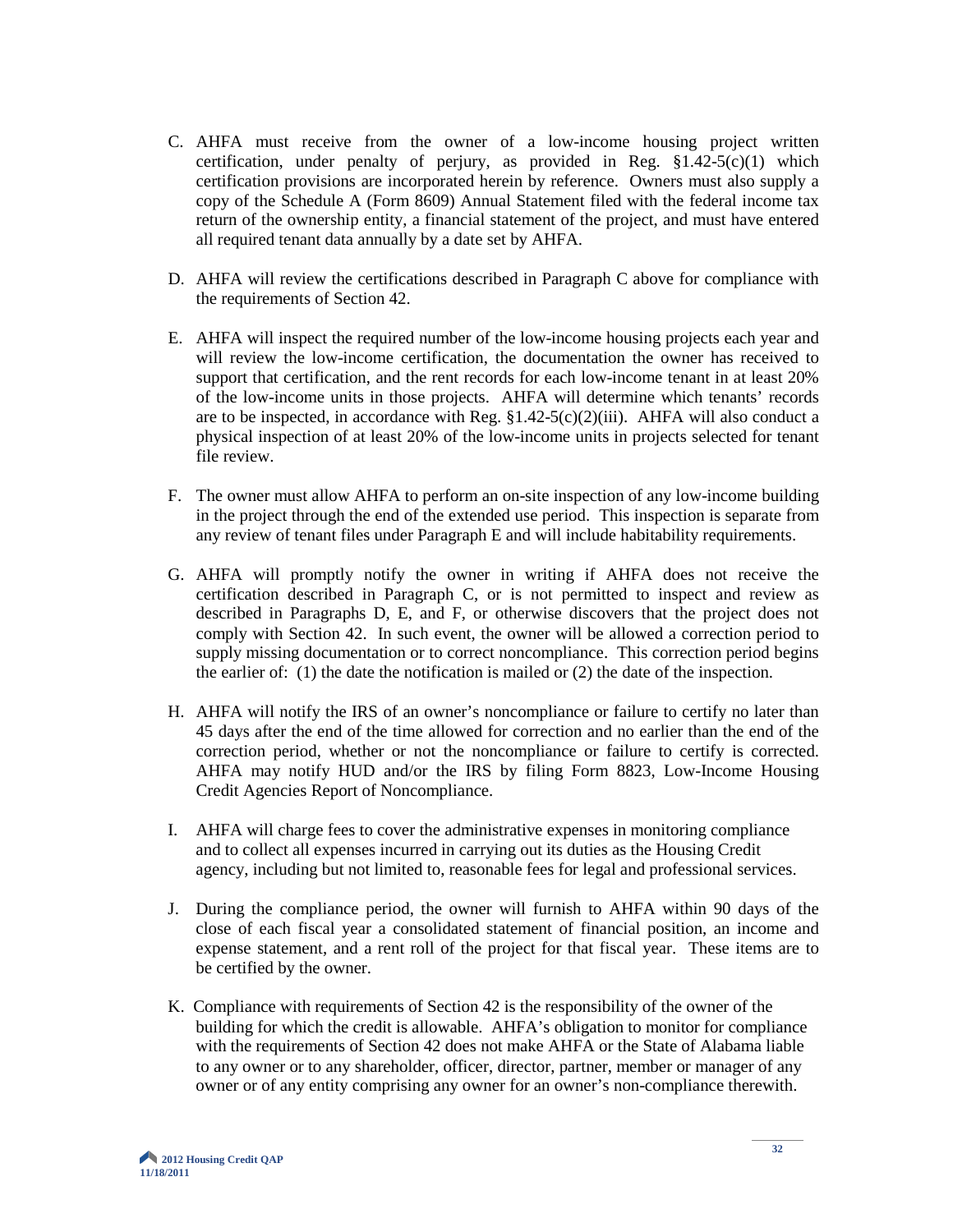C. AHFA must receive from the owner of a low-income housing project written certification, under penalty of perjury, as provided in Reg. §1.42-5(c)(1) which certification provisions are incorporated herein by reference. Owners must also supply a copy of the Schedule A (Form 8609) Annual Statement filed with the federal income tax return of the ownership entity, a financial statement of the project, and must have entered all required tenant data annually by a date set by AHFA.

D. AHFA will review the certifications described in Paragraph C above for compliance with the requirements of Section 42.

E. AHFA will inspect the required number of the low-income housing projects each year and will review the low-income certification, the documentation the owner has received to support that certification, and the rent records for each low-income tenant in at least 20% of the low-income units in those projects. AHFA will determine which tenants' records are to be inspected, in accordance with Reg. §1.42-5(c)(2)(iii). AHFA will also conduct a physical inspection of at least 20% of the low-income units in projects selected for tenant file review.

F. The owner must allow AHFA to perform an on-site inspection of any low-income building in the project through the end of the extended use period. This inspection is separate from any review of tenant files under Paragraph E and will include habitability requirements.

G. AHFA will promptly notify the owner in writing if AHFA does not receive the certification described in Paragraph C, or is not permitted to inspect and review as described in Paragraphs D, E, and F, or otherwise discovers that the project does not comply with Section 42. In such event, the owner will be allowed a correction period to supply missing documentation or to correct noncompliance. This correction period begins the earlier of: (1) the date the notification is mailed or (2) the date of the inspection.

H. AHFA will notify the IRS of an owner's noncompliance or failure to certify no later than 45 days after the end of the time allowed for correction and no earlier than the end of the correction period, whether or not the noncompliance or failure to certify is corrected. AHFA may notify HUD and/or the IRS by filing Form 8823, Low-Income Housing Credit Agencies Report of Noncompliance.

I. AHFA will charge fees to cover the administrative expenses in monitoring compliance and to collect all expenses incurred in carrying out its duties as the Housing Credit agency, including but not limited to, reasonable fees for legal and professional services.

J. During the compliance period, the owner will furnish to AHFA within 90 days of the close of each fiscal year a consolidated statement of financial position, an income and expense statement, and a rent roll of the project for that fiscal year. These items are to be certified by the owner.

K. Compliance with requirements of Section 42 is the responsibility of the owner of the building for which the credit is allowable. AHFA's obligation to monitor for compliance with the requirements of Section 42 does not make AHFA or the State of Alabama liable to any owner or to any shareholder, officer, director, partner, member or manager of any owner or of any entity comprising any owner for an owner's non-compliance therewith.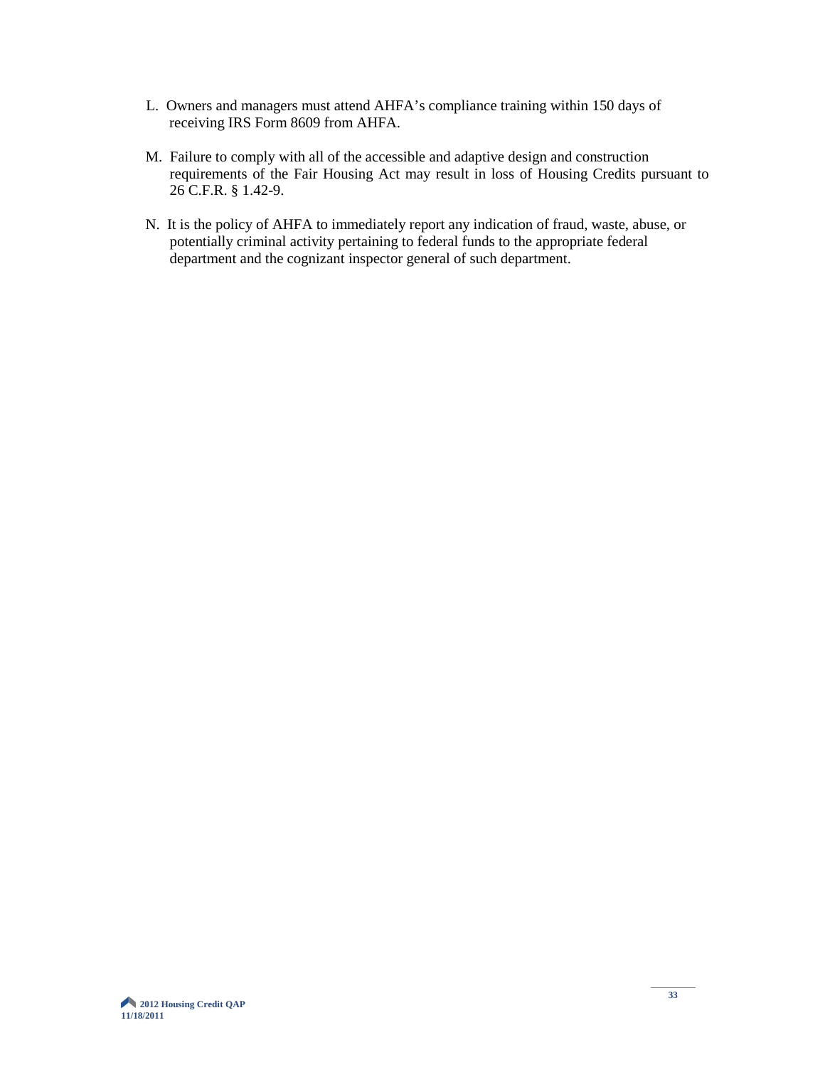L. Owners and managers must attend AHFA's compliance training within 150 days of receiving IRS Form 8609 from AHFA.

M. Failure to comply with all of the accessible and adaptive design and construction requirements of the Fair Housing Act may result in loss of Housing Credits pursuant to 26 C.F.R. § 1.42-9.

N. It is the policy of AHFA to immediately report any indication of fraud, waste, abuse, or potentially criminal activity pertaining to federal funds to the appropriate federal department and the cognizant inspector general of such department.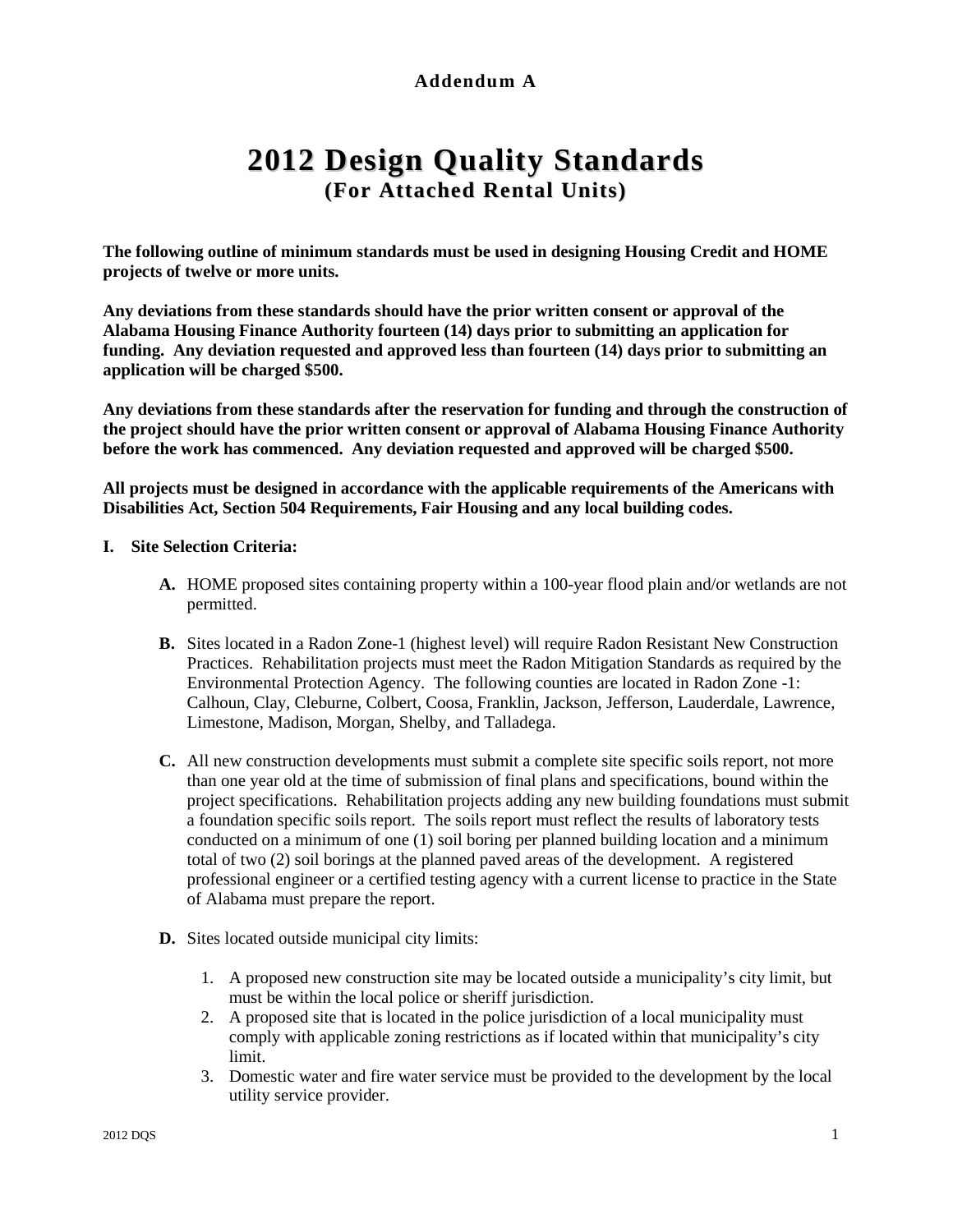**Addendum A**

# 2012 Design Quality Standards

## (For Attached Rental Units)

**The following outline of minimum standards must be used in designing Housing Credit and HOME projects of twelve or more units.**

**Any deviations from these standards should have the prior written consent or approval of the Alabama Housing Finance Authority fourteen (14) days prior to submitting an application for funding. Any deviation requested and approved less than fourteen (14) days prior to submitting an application will be charged $500.**

**Any deviations from these standards after the reservation for funding and through the construction of the project should have the prior written consent or approval of Alabama Housing Finance Authority before the work has commenced. Any deviation requested and approved will be charged $500.**

**All projects must be designed in accordance with the applicable requirements of the Americans with Disabilities Act, Section 504 Requirements, Fair Housing and any local building codes.**

**I. Site Selection Criteria:**

**A.** HOME proposed sites containing property within a 100-year flood plain and/or wetlands are not permitted.

**B.** Sites located in a Radon Zone-1 (highest level) will require Radon Resistant New Construction Practices. Rehabilitation projects must meet the Radon Mitigation Standards as required by the Environmental Protection Agency. The following counties are located in Radon Zone -1: Calhoun, Clay, Cleburne, Colbert, Coosa, Franklin, Jackson, Jefferson, Lauderdale, Lawrence, Limestone, Madison, Morgan, Shelby, and Talladega.

**C.** All new construction developments must submit a complete site specific soils report, not more than one year old at the time of submission of final plans and specifications, bound within the project specifications. Rehabilitation projects adding any new building foundations must submit a foundation specific soils report. The soils report must reflect the results of laboratory tests conducted on a minimum of one (1) soil boring per planned building location and a minimum total of two (2) soil borings at the planned paved areas of the development. A registered professional engineer or a certified testing agency with a current license to practice in the State of Alabama must prepare the report.

**D.** Sites located outside municipal city limits:

1. A proposed new construction site may be located outside a municipality's city limit, but must be within the local police or sheriff jurisdiction.
2. A proposed site that is located in the police jurisdiction of a local municipality must comply with applicable zoning restrictions as if located within that municipality's city limit.
3. Domestic water and fire water service must be provided to the development by the local utility service provider.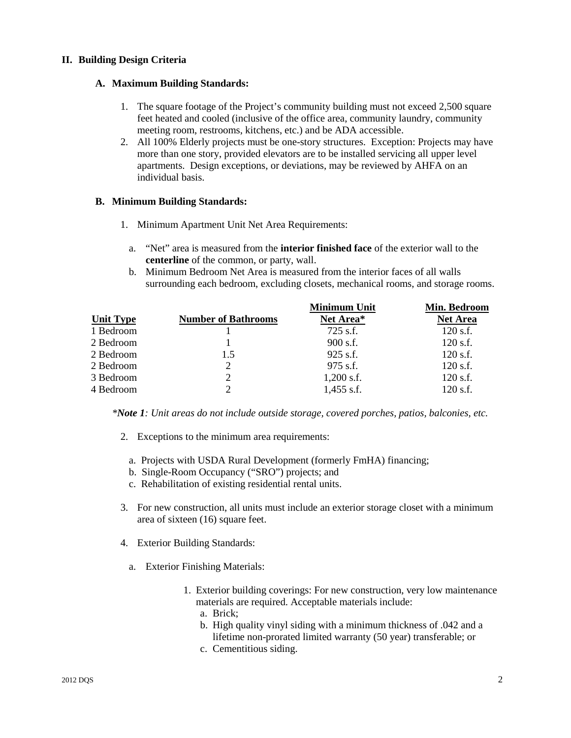## II. Building Design Criteria

### A. Maximum Building Standards:

1. The square footage of the Project's community building must not exceed 2,500 square feet heated and cooled (inclusive of the office area, community laundry, community meeting room, restrooms, kitchens, etc.) and be ADA accessible.
2. All 100% Elderly projects must be one-story structures. Exception: Projects may have more than one story, provided elevators are to be installed servicing all upper level apartments. Design exceptions, or deviations, may be reviewed by AHFA on an individual basis.

### B. Minimum Building Standards:

1. Minimum Apartment Unit Net Area Requirements:
   a. "Net" area is measured from the **interior finished face** of the exterior wall to the **centerline** of the common, or party, wall.
   b. Minimum Bedroom Net Area is measured from the interior faces of all walls surrounding each bedroom, excluding closets, mechanical rooms, and storage rooms.

| Unit Type | Number of Bathrooms | Minimum Unit Net Area* | Min. Bedroom Net Area |
|---|---|---|---|
| 1 Bedroom | 1 | 725 s.f. | 120 s.f. |
| 2 Bedroom | 1 | 900 s.f. | 120 s.f. |
| 2 Bedroom | 1.5 | 925 s.f. | 120 s.f. |
| 2 Bedroom | 2 | 975 s.f. | 120 s.f. |
| 3 Bedroom | 2 | 1,200 s.f. | 120 s.f. |
| 4 Bedroom | 2 | 1,455 s.f. | 120 s.f. |

**Note 1*: *Unit areas do not include outside storage, covered porches, patios, balconies, etc.*

2. Exceptions to the minimum area requirements:
   a. Projects with USDA Rural Development (formerly FmHA) financing;
   b. Single-Room Occupancy ("SRO") projects; and
   c. Rehabilitation of existing residential rental units.
3. For new construction, all units must include an exterior storage closet with a minimum area of sixteen (16) square feet.
4. Exterior Building Standards:
   a. Exterior Finishing Materials:
      1. Exterior building coverings: For new construction, very low maintenance materials are required. Acceptable materials include:
         a. Brick;
         b. High quality vinyl siding with a minimum thickness of .042 and a lifetime non-prorated limited warranty (50 year) transferable; or
         c. Cementitious siding.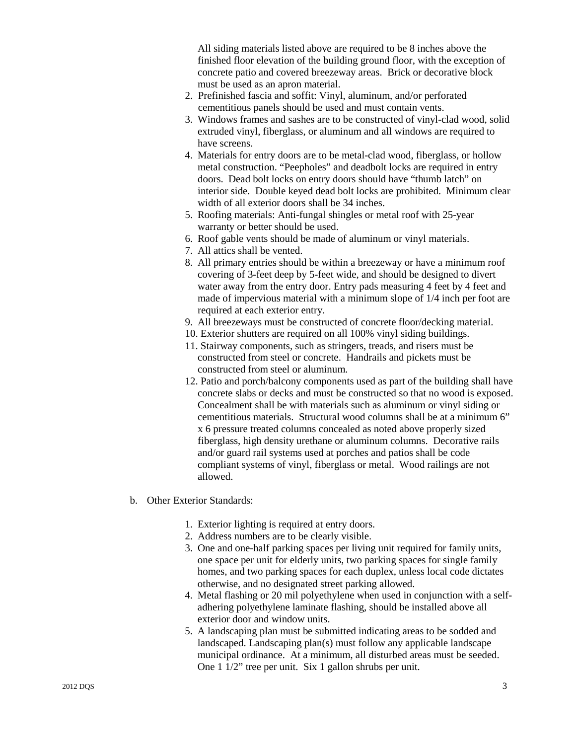All siding materials listed above are required to be 8 inches above the finished floor elevation of the building ground floor, with the exception of concrete patio and covered breezeway areas. Brick or decorative block must be used as an apron material.

2. Prefinished fascia and soffit: Vinyl, aluminum, and/or perforated cementitious panels should be used and must contain vents.
3. Windows frames and sashes are to be constructed of vinyl-clad wood, solid extruded vinyl, fiberglass, or aluminum and all windows are required to have screens.
4. Materials for entry doors are to be metal-clad wood, fiberglass, or hollow metal construction. "Peepholes" and deadbolt locks are required in entry doors. Dead bolt locks on entry doors should have "thumb latch" on interior side. Double keyed dead bolt locks are prohibited. Minimum clear width of all exterior doors shall be 34 inches.
5. Roofing materials: Anti-fungal shingles or metal roof with 25-year warranty or better should be used.
6. Roof gable vents should be made of aluminum or vinyl materials.
7. All attics shall be vented.
8. All primary entries should be within a breezeway or have a minimum roof covering of 3-feet deep by 5-feet wide, and should be designed to divert water away from the entry door. Entry pads measuring 4 feet by 4 feet and made of impervious material with a minimum slope of 1/4 inch per foot are required at each exterior entry.
9. All breezeways must be constructed of concrete floor/decking material.
10. Exterior shutters are required on all 100% vinyl siding buildings.
11. Stairway components, such as stringers, treads, and risers must be constructed from steel or concrete. Handrails and pickets must be constructed from steel or aluminum.
12. Patio and porch/balcony components used as part of the building shall have concrete slabs or decks and must be constructed so that no wood is exposed. Concealment shall be with materials such as aluminum or vinyl siding or cementitious materials. Structural wood columns shall be at a minimum 6" x 6 pressure treated columns concealed as noted above properly sized fiberglass, high density urethane or aluminum columns. Decorative rails and/or guard rail systems used at porches and patios shall be code compliant systems of vinyl, fiberglass or metal. Wood railings are not allowed.

b. Other Exterior Standards:

1. Exterior lighting is required at entry doors.
2. Address numbers are to be clearly visible.
3. One and one-half parking spaces per living unit required for family units, one space per unit for elderly units, two parking spaces for single family homes, and two parking spaces for each duplex, unless local code dictates otherwise, and no designated street parking allowed.
4. Metal flashing or 20 mil polyethylene when used in conjunction with a self-adhering polyethylene laminate flashing, should be installed above all exterior door and window units.
5. A landscaping plan must be submitted indicating areas to be sodded and landscaped. Landscaping plan(s) must follow any applicable landscape municipal ordinance. At a minimum, all disturbed areas must be seeded. One 1 1/2" tree per unit. Six 1 gallon shrubs per unit.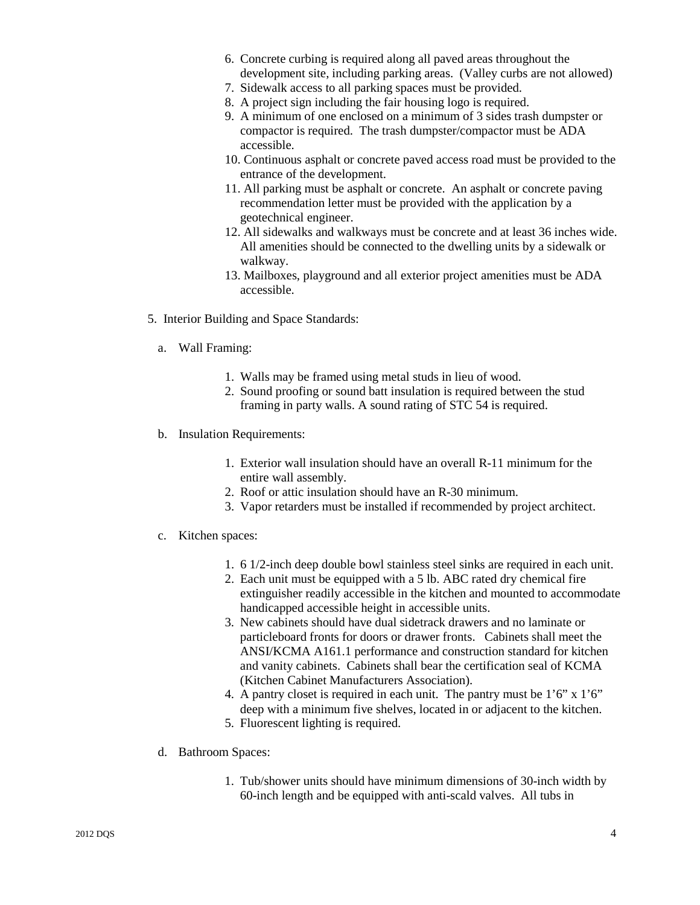6. Concrete curbing is required along all paved areas throughout the development site, including parking areas. (Valley curbs are not allowed)
7. Sidewalk access to all parking spaces must be provided.
8. A project sign including the fair housing logo is required.
9. A minimum of one enclosed on a minimum of 3 sides trash dumpster or compactor is required. The trash dumpster/compactor must be ADA accessible.
10. Continuous asphalt or concrete paved access road must be provided to the entrance of the development.
11. All parking must be asphalt or concrete. An asphalt or concrete paving recommendation letter must be provided with the application by a geotechnical engineer.
12. All sidewalks and walkways must be concrete and at least 36 inches wide. All amenities should be connected to the dwelling units by a sidewalk or walkway.
13. Mailboxes, playground and all exterior project amenities must be ADA accessible.

5. Interior Building and Space Standards:

a. Wall Framing:

1. Walls may be framed using metal studs in lieu of wood.
2. Sound proofing or sound batt insulation is required between the stud framing in party walls. A sound rating of STC 54 is required.

b. Insulation Requirements:

1. Exterior wall insulation should have an overall R-11 minimum for the entire wall assembly.
2. Roof or attic insulation should have an R-30 minimum.
3. Vapor retarders must be installed if recommended by project architect.

c. Kitchen spaces:

1. 6 1/2-inch deep double bowl stainless steel sinks are required in each unit.
2. Each unit must be equipped with a 5 lb. ABC rated dry chemical fire extinguisher readily accessible in the kitchen and mounted to accommodate handicapped accessible height in accessible units.
3. New cabinets should have dual sidetrack drawers and no laminate or particleboard fronts for doors or drawer fronts. Cabinets shall meet the ANSI/KCMA A161.1 performance and construction standard for kitchen and vanity cabinets. Cabinets shall bear the certification seal of KCMA (Kitchen Cabinet Manufacturers Association).
4. A pantry closet is required in each unit. The pantry must be 1'6" x 1'6" deep with a minimum five shelves, located in or adjacent to the kitchen.
5. Fluorescent lighting is required.

d. Bathroom Spaces:

1. Tub/shower units should have minimum dimensions of 30-inch width by 60-inch length and be equipped with anti-scald valves. All tubs in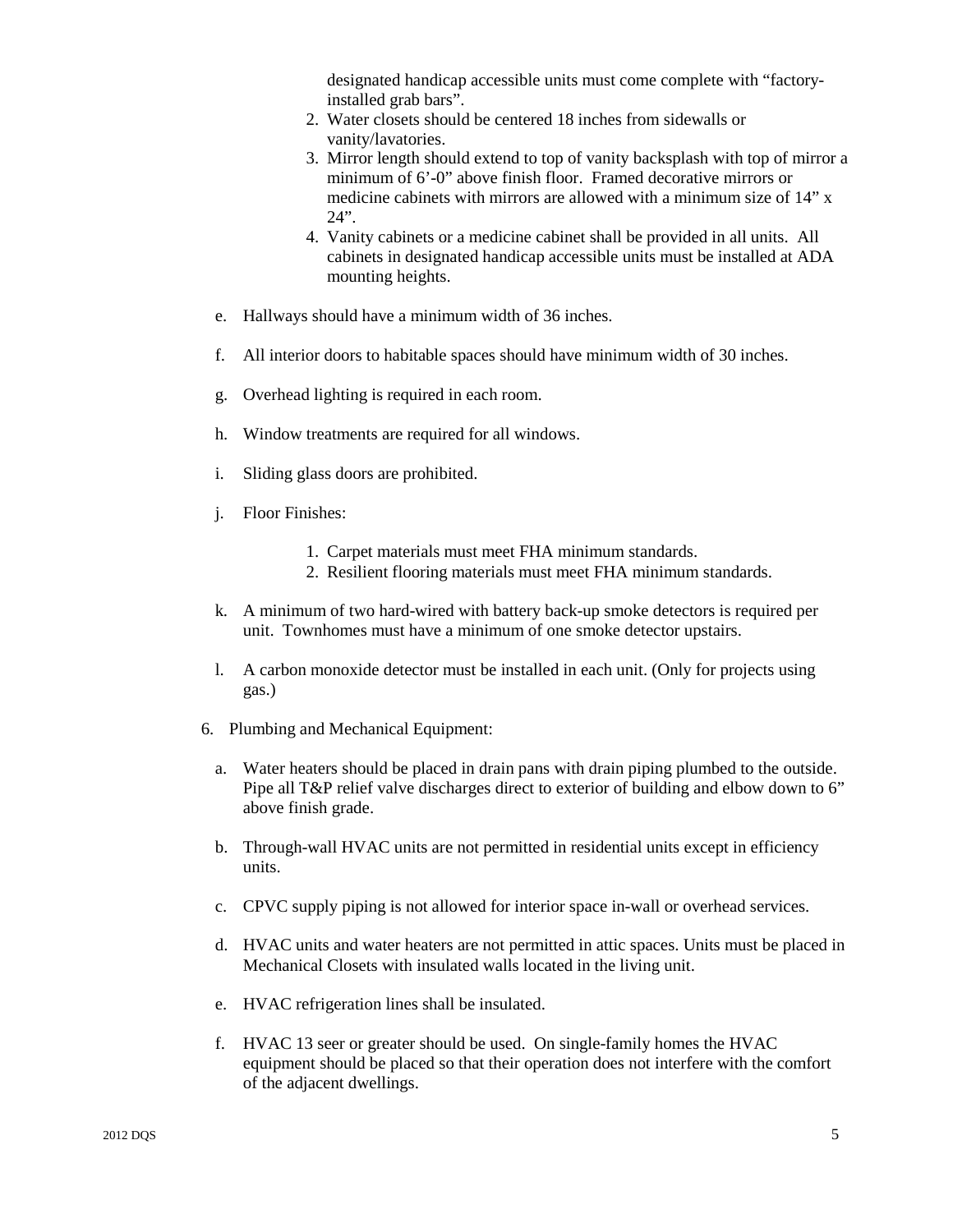designated handicap accessible units must come complete with "factory-installed grab bars".

2. Water closets should be centered 18 inches from sidewalls or vanity/lavatories.
3. Mirror length should extend to top of vanity backsplash with top of mirror a minimum of 6'-0" above finish floor. Framed decorative mirrors or medicine cabinets with mirrors are allowed with a minimum size of 14" x 24".
4. Vanity cabinets or a medicine cabinet shall be provided in all units. All cabinets in designated handicap accessible units must be installed at ADA mounting heights.

e. Hallways should have a minimum width of 36 inches.

f. All interior doors to habitable spaces should have minimum width of 30 inches.

g. Overhead lighting is required in each room.

h. Window treatments are required for all windows.

i. Sliding glass doors are prohibited.

j. Floor Finishes:

   1. Carpet materials must meet FHA minimum standards.
   2. Resilient flooring materials must meet FHA minimum standards.

k. A minimum of two hard-wired with battery back-up smoke detectors is required per unit. Townhomes must have a minimum of one smoke detector upstairs.

l. A carbon monoxide detector must be installed in each unit. (Only for projects using gas.)

6. Plumbing and Mechanical Equipment:

   a. Water heaters should be placed in drain pans with drain piping plumbed to the outside. Pipe all T&P relief valve discharges direct to exterior of building and elbow down to 6" above finish grade.

   b. Through-wall HVAC units are not permitted in residential units except in efficiency units.

   c. CPVC supply piping is not allowed for interior space in-wall or overhead services.

   d. HVAC units and water heaters are not permitted in attic spaces. Units must be placed in Mechanical Closets with insulated walls located in the living unit.

   e. HVAC refrigeration lines shall be insulated.

   f. HVAC 13 seer or greater should be used. On single-family homes the HVAC equipment should be placed so that their operation does not interfere with the comfort of the adjacent dwellings.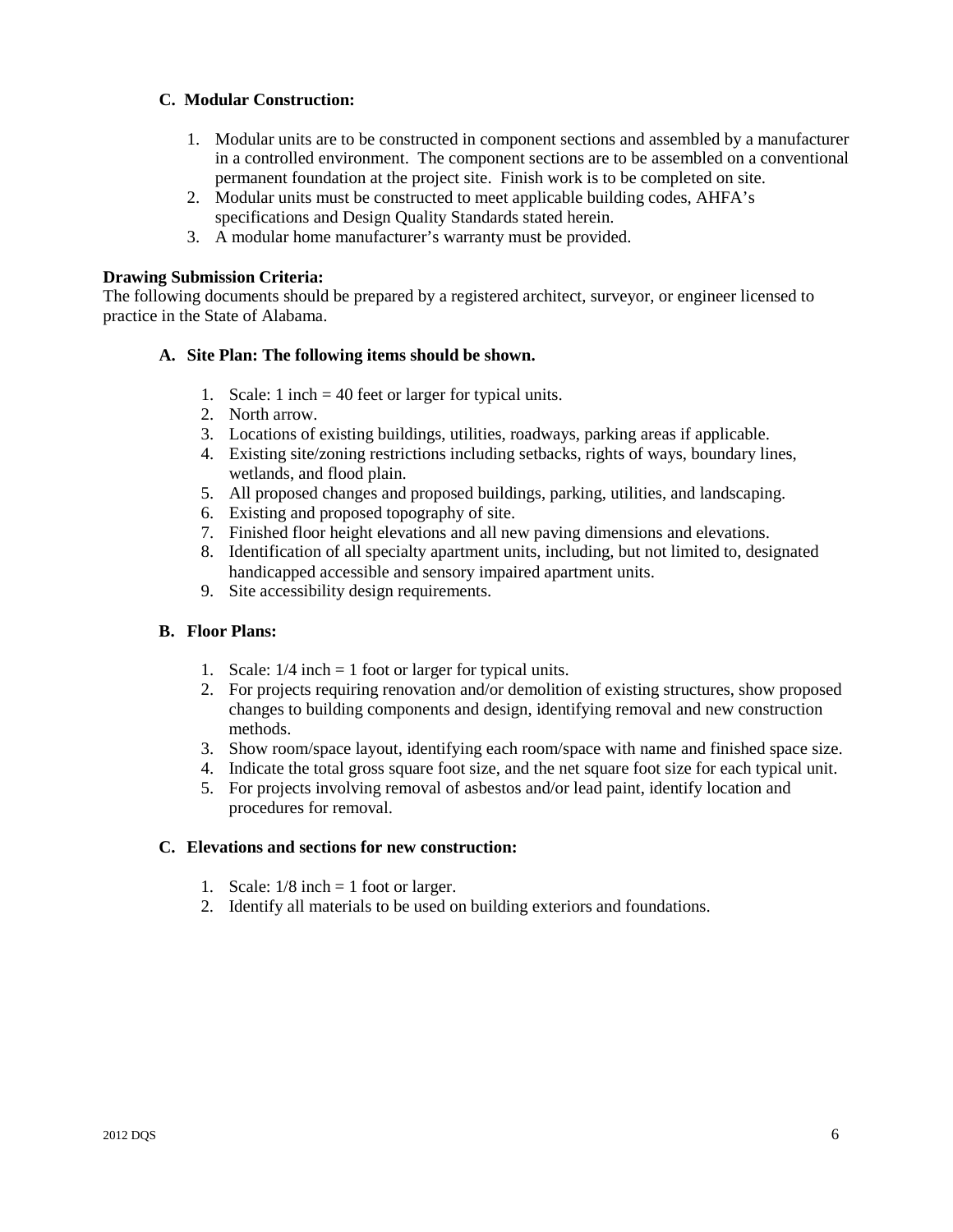**C. Modular Construction:**

1. Modular units are to be constructed in component sections and assembled by a manufacturer in a controlled environment. The component sections are to be assembled on a conventional permanent foundation at the project site. Finish work is to be completed on site.
2. Modular units must be constructed to meet applicable building codes, AHFA's specifications and Design Quality Standards stated herein.
3. A modular home manufacturer's warranty must be provided.

**Drawing Submission Criteria:**
The following documents should be prepared by a registered architect, surveyor, or engineer licensed to practice in the State of Alabama.

**A. Site Plan: The following items should be shown.**

1. Scale: 1 inch = 40 feet or larger for typical units.
2. North arrow.
3. Locations of existing buildings, utilities, roadways, parking areas if applicable.
4. Existing site/zoning restrictions including setbacks, rights of ways, boundary lines, wetlands, and flood plain.
5. All proposed changes and proposed buildings, parking, utilities, and landscaping.
6. Existing and proposed topography of site.
7. Finished floor height elevations and all new paving dimensions and elevations.
8. Identification of all specialty apartment units, including, but not limited to, designated handicapped accessible and sensory impaired apartment units.
9. Site accessibility design requirements.

**B. Floor Plans:**

1. Scale: 1/4 inch = 1 foot or larger for typical units.
2. For projects requiring renovation and/or demolition of existing structures, show proposed changes to building components and design, identifying removal and new construction methods.
3. Show room/space layout, identifying each room/space with name and finished space size.
4. Indicate the total gross square foot size, and the net square foot size for each typical unit.
5. For projects involving removal of asbestos and/or lead paint, identify location and procedures for removal.

**C. Elevations and sections for new construction:**

1. Scale: 1/8 inch = 1 foot or larger.
2. Identify all materials to be used on building exteriors and foundations.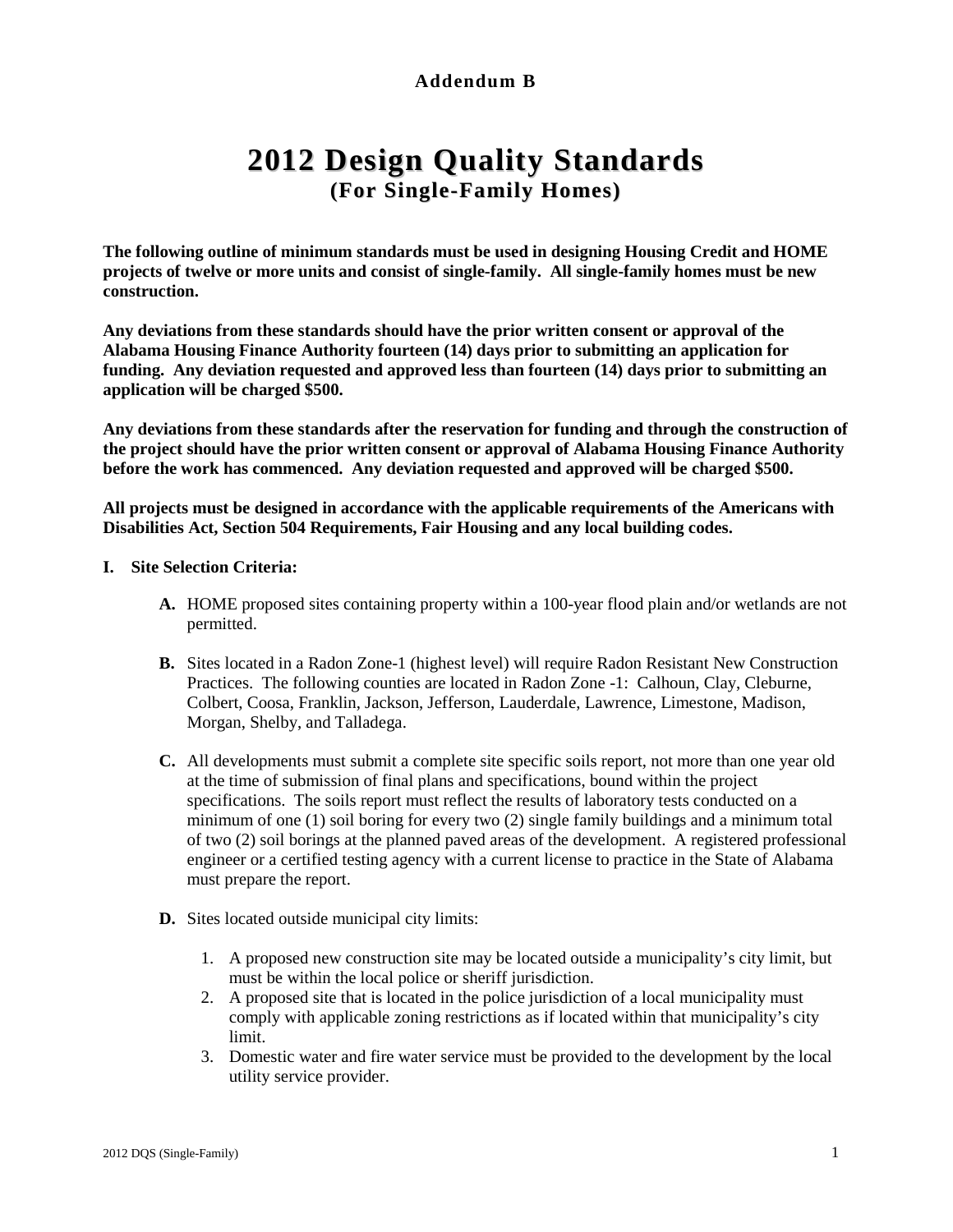**Addendum B**

# 2012 Design Quality Standards

## (For Single-Family Homes)

**The following outline of minimum standards must be used in designing Housing Credit and HOME projects of twelve or more units and consist of single-family. All single-family homes must be new construction.**

**Any deviations from these standards should have the prior written consent or approval of the Alabama Housing Finance Authority fourteen (14) days prior to submitting an application for funding. Any deviation requested and approved less than fourteen (14) days prior to submitting an application will be charged $500.**

**Any deviations from these standards after the reservation for funding and through the construction of the project should have the prior written consent or approval of Alabama Housing Finance Authority before the work has commenced. Any deviation requested and approved will be charged $500.**

**All projects must be designed in accordance with the applicable requirements of the Americans with Disabilities Act, Section 504 Requirements, Fair Housing and any local building codes.**

**I. Site Selection Criteria:**

- **A.** HOME proposed sites containing property within a 100-year flood plain and/or wetlands are not permitted.

- **B.** Sites located in a Radon Zone-1 (highest level) will require Radon Resistant New Construction Practices. The following counties are located in Radon Zone -1: Calhoun, Clay, Cleburne, Colbert, Coosa, Franklin, Jackson, Jefferson, Lauderdale, Lawrence, Limestone, Madison, Morgan, Shelby, and Talladega.

- **C.** All developments must submit a complete site specific soils report, not more than one year old at the time of submission of final plans and specifications, bound within the project specifications. The soils report must reflect the results of laboratory tests conducted on a minimum of one (1) soil boring for every two (2) single family buildings and a minimum total of two (2) soil borings at the planned paved areas of the development. A registered professional engineer or a certified testing agency with a current license to practice in the State of Alabama must prepare the report.

- **D.** Sites located outside municipal city limits:
  1. A proposed new construction site may be located outside a municipality's city limit, but must be within the local police or sheriff jurisdiction.
  2. A proposed site that is located in the police jurisdiction of a local municipality must comply with applicable zoning restrictions as if located within that municipality's city limit.
  3. Domestic water and fire water service must be provided to the development by the local utility service provider.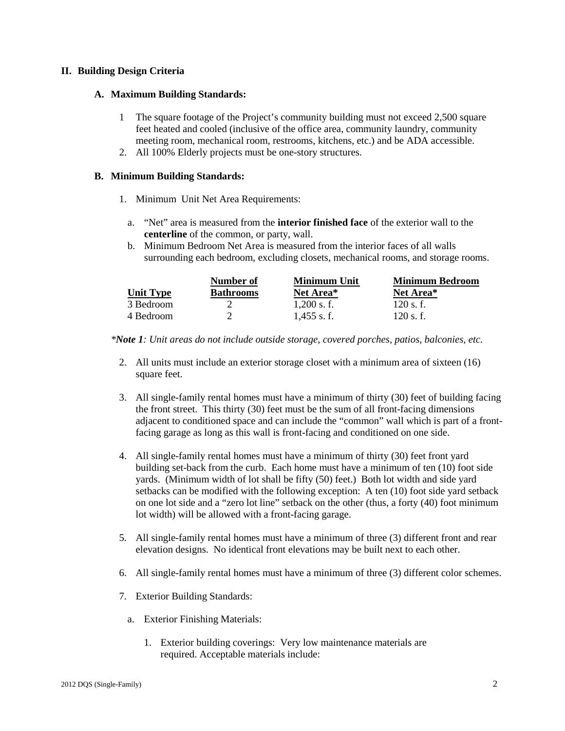## II. Building Design Criteria

### A. Maximum Building Standards:

1. The square footage of the Project's community building must not exceed 2,500 square feet heated and cooled (inclusive of the office area, community laundry, community meeting room, mechanical room, restrooms, kitchens, etc.) and be ADA accessible.
2. All 100% Elderly projects must be one-story structures.

### B. Minimum Building Standards:

1. Minimum Unit Net Area Requirements:

   a. "Net" area is measured from the **interior finished face** of the exterior wall to the **centerline** of the common, or party, wall.

   b. Minimum Bedroom Net Area is measured from the interior faces of all walls surrounding each bedroom, excluding closets, mechanical rooms, and storage rooms.

| Unit Type | Number of Bathrooms | Minimum Unit Net Area* | Minimum Bedroom Net Area* |
|---|---|---|---|
| 3 Bedroom | 2 | 1,200 s. f. | 120 s. f. |
| 4 Bedroom | 2 | 1,455 s. f. | 120 s. f. |

*\*Note 1: Unit areas do not include outside storage, covered porches, patios, balconies, etc.*

2. All units must include an exterior storage closet with a minimum area of sixteen (16) square feet.

3. All single-family rental homes must have a minimum of thirty (30) feet of building facing the front street. This thirty (30) feet must be the sum of all front-facing dimensions adjacent to conditioned space and can include the "common" wall which is part of a front-facing garage as long as this wall is front-facing and conditioned on one side.

4. All single-family rental homes must have a minimum of thirty (30) feet front yard building set-back from the curb. Each home must have a minimum of ten (10) foot side yards. (Minimum width of lot shall be fifty (50) feet.) Both lot width and side yard setbacks can be modified with the following exception: A ten (10) foot side yard setback on one lot side and a "zero lot line" setback on the other (thus, a forty (40) foot minimum lot width) will be allowed with a front-facing garage.

5. All single-family rental homes must have a minimum of three (3) different front and rear elevation designs. No identical front elevations may be built next to each other.

6. All single-family rental homes must have a minimum of three (3) different color schemes.

7. Exterior Building Standards:

   a. Exterior Finishing Materials:

      1. Exterior building coverings: Very low maintenance materials are required. Acceptable materials include: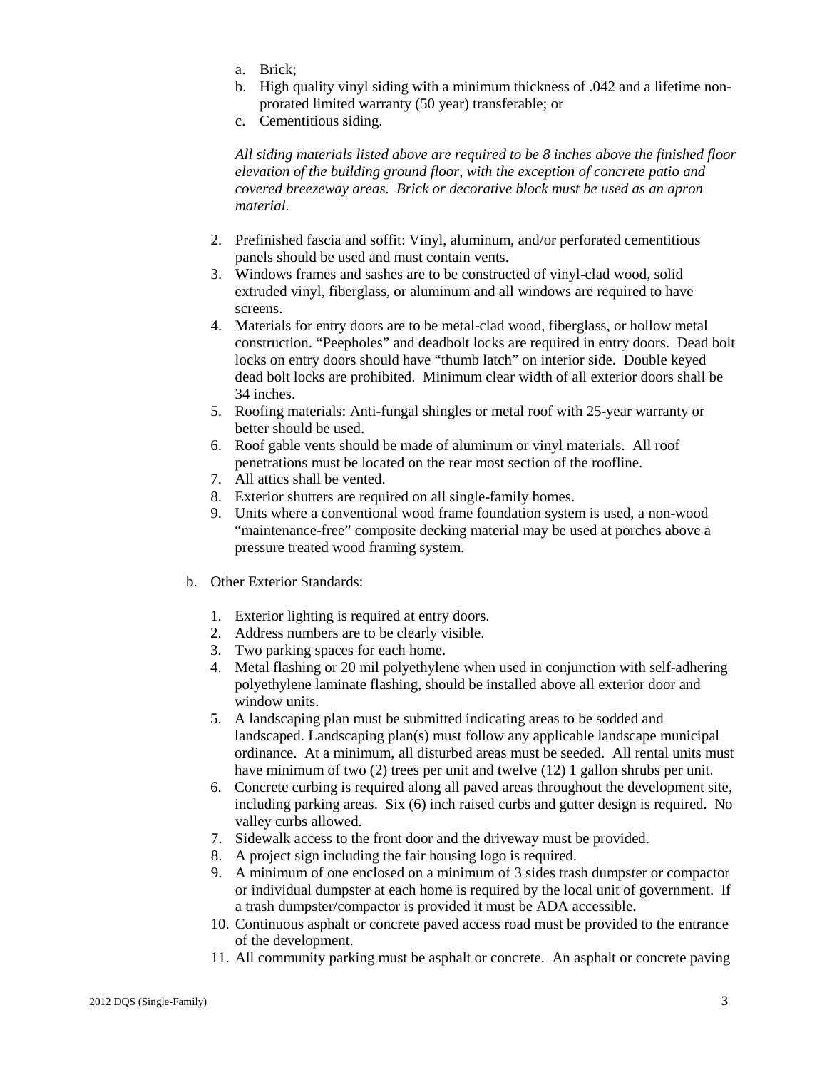a. Brick;
b. High quality vinyl siding with a minimum thickness of .042 and a lifetime non-prorated limited warranty (50 year) transferable; or
c. Cementitious siding.

*All siding materials listed above are required to be 8 inches above the finished floor elevation of the building ground floor, with the exception of concrete patio and covered breezeway areas. Brick or decorative block must be used as an apron material.*

2. Prefinished fascia and soffit: Vinyl, aluminum, and/or perforated cementitious panels should be used and must contain vents.
3. Windows frames and sashes are to be constructed of vinyl-clad wood, solid extruded vinyl, fiberglass, or aluminum and all windows are required to have screens.
4. Materials for entry doors are to be metal-clad wood, fiberglass, or hollow metal construction. "Peepholes" and deadbolt locks are required in entry doors. Dead bolt locks on entry doors should have "thumb latch" on interior side. Double keyed dead bolt locks are prohibited. Minimum clear width of all exterior doors shall be 34 inches.
5. Roofing materials: Anti-fungal shingles or metal roof with 25-year warranty or better should be used.
6. Roof gable vents should be made of aluminum or vinyl materials. All roof penetrations must be located on the rear most section of the roofline.
7. All attics shall be vented.
8. Exterior shutters are required on all single-family homes.
9. Units where a conventional wood frame foundation system is used, a non-wood "maintenance-free" composite decking material may be used at porches above a pressure treated wood framing system.

b. Other Exterior Standards:

1. Exterior lighting is required at entry doors.
2. Address numbers are to be clearly visible.
3. Two parking spaces for each home.
4. Metal flashing or 20 mil polyethylene when used in conjunction with self-adhering polyethylene laminate flashing, should be installed above all exterior door and window units.
5. A landscaping plan must be submitted indicating areas to be sodded and landscaped. Landscaping plan(s) must follow any applicable landscape municipal ordinance. At a minimum, all disturbed areas must be seeded. All rental units must have minimum of two (2) trees per unit and twelve (12) 1 gallon shrubs per unit.
6. Concrete curbing is required along all paved areas throughout the development site, including parking areas. Six (6) inch raised curbs and gutter design is required. No valley curbs allowed.
7. Sidewalk access to the front door and the driveway must be provided.
8. A project sign including the fair housing logo is required.
9. A minimum of one enclosed on a minimum of 3 sides trash dumpster or compactor or individual dumpster at each home is required by the local unit of government. If a trash dumpster/compactor is provided it must be ADA accessible.
10. Continuous asphalt or concrete paved access road must be provided to the entrance of the development.
11. All community parking must be asphalt or concrete. An asphalt or concrete paving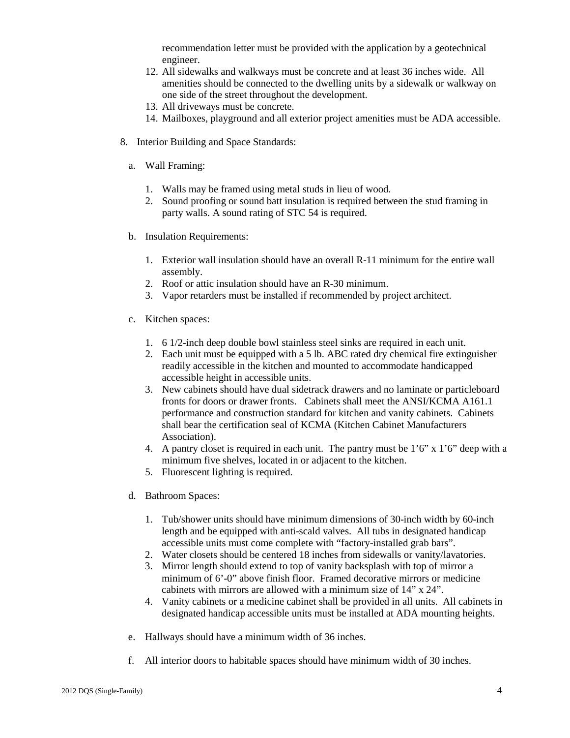recommendation letter must be provided with the application by a geotechnical engineer.

12. All sidewalks and walkways must be concrete and at least 36 inches wide. All amenities should be connected to the dwelling units by a sidewalk or walkway on one side of the street throughout the development.
13. All driveways must be concrete.
14. Mailboxes, playground and all exterior project amenities must be ADA accessible.

8. Interior Building and Space Standards:

   a. Wall Framing:

      1. Walls may be framed using metal studs in lieu of wood.
      2. Sound proofing or sound batt insulation is required between the stud framing in party walls. A sound rating of STC 54 is required.

   b. Insulation Requirements:

      1. Exterior wall insulation should have an overall R-11 minimum for the entire wall assembly.
      2. Roof or attic insulation should have an R-30 minimum.
      3. Vapor retarders must be installed if recommended by project architect.

   c. Kitchen spaces:

      1. 6 1/2-inch deep double bowl stainless steel sinks are required in each unit.
      2. Each unit must be equipped with a 5 lb. ABC rated dry chemical fire extinguisher readily accessible in the kitchen and mounted to accommodate handicapped accessible height in accessible units.
      3. New cabinets should have dual sidetrack drawers and no laminate or particleboard fronts for doors or drawer fronts. Cabinets shall meet the ANSI/KCMA A161.1 performance and construction standard for kitchen and vanity cabinets. Cabinets shall bear the certification seal of KCMA (Kitchen Cabinet Manufacturers Association).
      4. A pantry closet is required in each unit. The pantry must be 1'6" x 1'6" deep with a minimum five shelves, located in or adjacent to the kitchen.
      5. Fluorescent lighting is required.

   d. Bathroom Spaces:

      1. Tub/shower units should have minimum dimensions of 30-inch width by 60-inch length and be equipped with anti-scald valves. All tubs in designated handicap accessible units must come complete with "factory-installed grab bars".
      2. Water closets should be centered 18 inches from sidewalls or vanity/lavatories.
      3. Mirror length should extend to top of vanity backsplash with top of mirror a minimum of 6'-0" above finish floor. Framed decorative mirrors or medicine cabinets with mirrors are allowed with a minimum size of 14" x 24".
      4. Vanity cabinets or a medicine cabinet shall be provided in all units. All cabinets in designated handicap accessible units must be installed at ADA mounting heights.

   e. Hallways should have a minimum width of 36 inches.

   f. All interior doors to habitable spaces should have minimum width of 30 inches.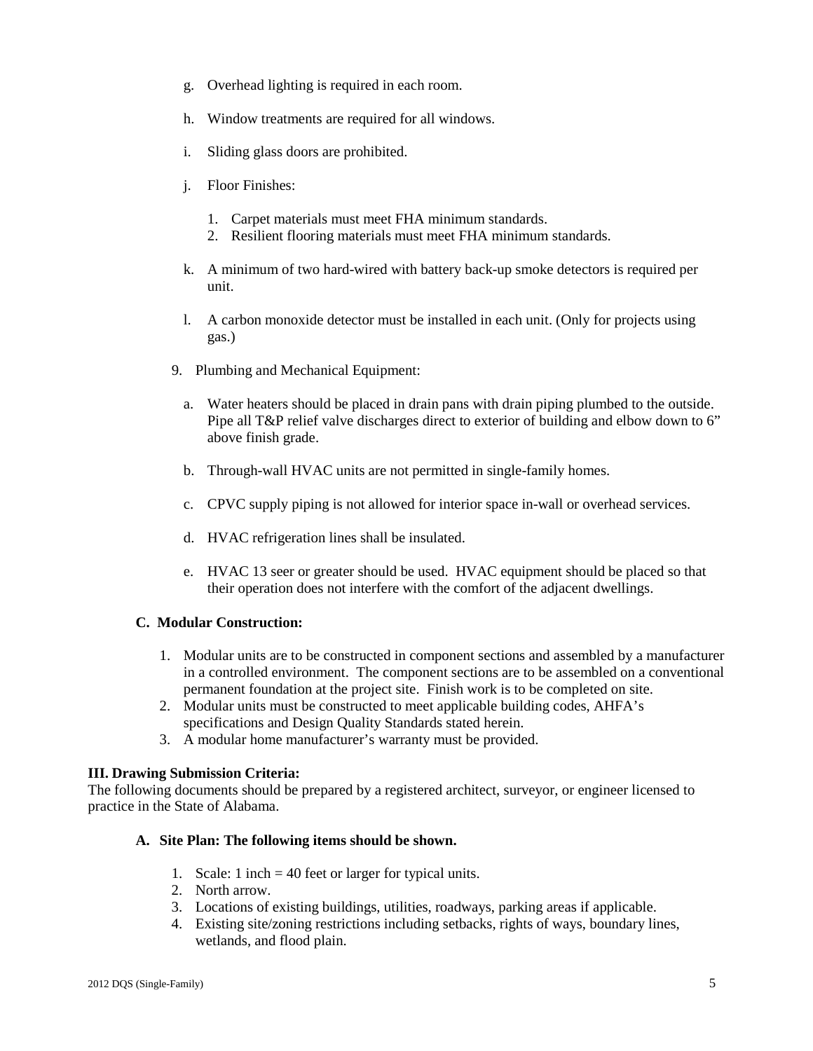g. Overhead lighting is required in each room.

h. Window treatments are required for all windows.

i. Sliding glass doors are prohibited.

j. Floor Finishes:

   1. Carpet materials must meet FHA minimum standards.
   2. Resilient flooring materials must meet FHA minimum standards.

k. A minimum of two hard-wired with battery back-up smoke detectors is required per unit.

l. A carbon monoxide detector must be installed in each unit. (Only for projects using gas.)

9. Plumbing and Mechanical Equipment:

   a. Water heaters should be placed in drain pans with drain piping plumbed to the outside. Pipe all T&P relief valve discharges direct to exterior of building and elbow down to 6" above finish grade.

   b. Through-wall HVAC units are not permitted in single-family homes.

   c. CPVC supply piping is not allowed for interior space in-wall or overhead services.

   d. HVAC refrigeration lines shall be insulated.

   e. HVAC 13 seer or greater should be used. HVAC equipment should be placed so that their operation does not interfere with the comfort of the adjacent dwellings.

### C. Modular Construction:

1. Modular units are to be constructed in component sections and assembled by a manufacturer in a controlled environment. The component sections are to be assembled on a conventional permanent foundation at the project site. Finish work is to be completed on site.
2. Modular units must be constructed to meet applicable building codes, AHFA's specifications and Design Quality Standards stated herein.
3. A modular home manufacturer's warranty must be provided.

## III. Drawing Submission Criteria:

The following documents should be prepared by a registered architect, surveyor, or engineer licensed to practice in the State of Alabama.

### A. Site Plan: The following items should be shown.

1. Scale: 1 inch = 40 feet or larger for typical units.
2. North arrow.
3. Locations of existing buildings, utilities, roadways, parking areas if applicable.
4. Existing site/zoning restrictions including setbacks, rights of ways, boundary lines, wetlands, and flood plain.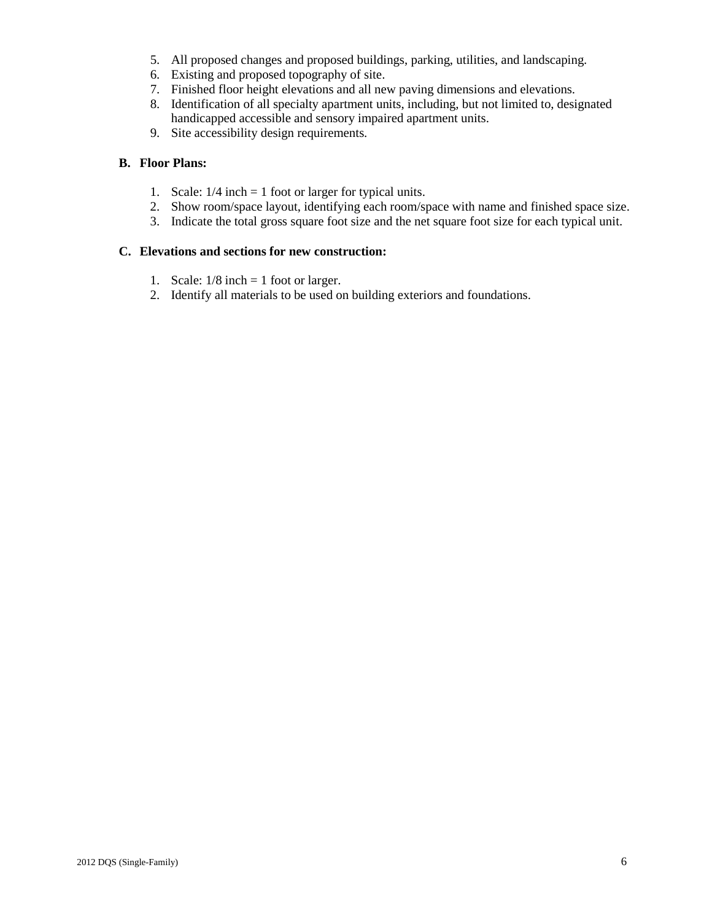5. All proposed changes and proposed buildings, parking, utilities, and landscaping.
6. Existing and proposed topography of site.
7. Finished floor height elevations and all new paving dimensions and elevations.
8. Identification of all specialty apartment units, including, but not limited to, designated handicapped accessible and sensory impaired apartment units.
9. Site accessibility design requirements.

**B. Floor Plans:**

1. Scale: 1/4 inch = 1 foot or larger for typical units.
2. Show room/space layout, identifying each room/space with name and finished space size.
3. Indicate the total gross square foot size and the net square foot size for each typical unit.

**C. Elevations and sections for new construction:**

1. Scale: 1/8 inch = 1 foot or larger.
2. Identify all materials to be used on building exteriors and foundations.